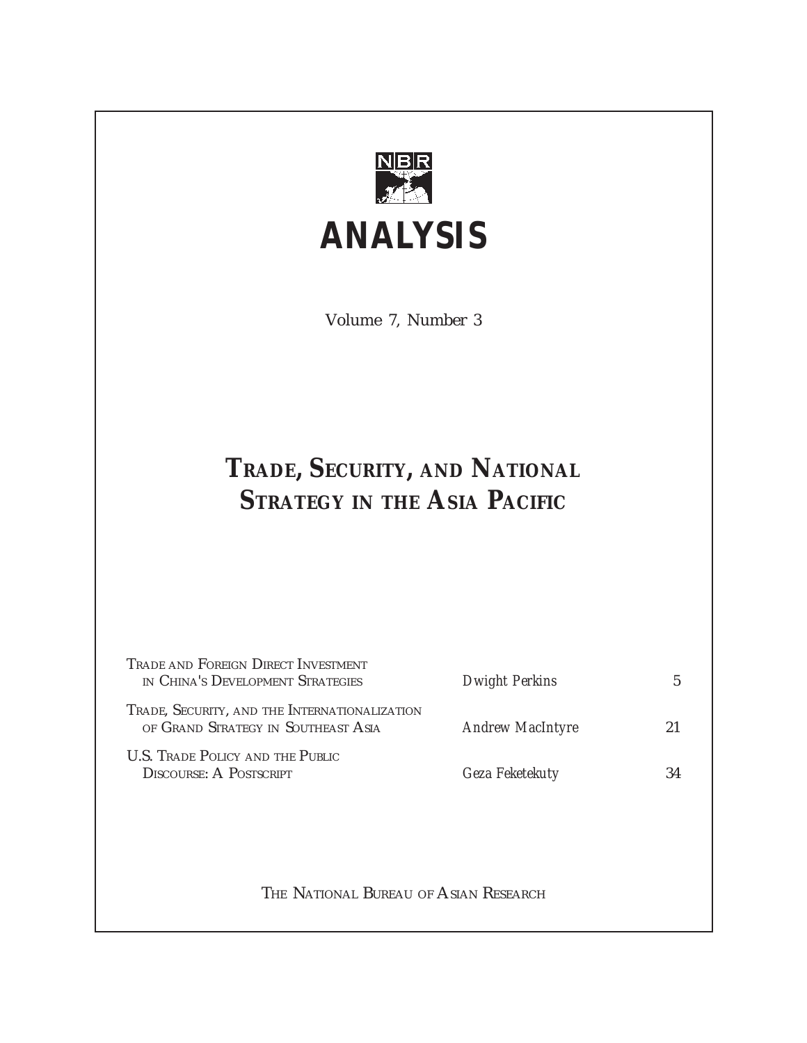NBR

# ANALYSIS

Volume 7, Number 3

## Trade, Security, and National Strategy in the Asia Pacific

| | | |
|---|---|---|
| Trade and Foreign Direct Investment in China's Development Strategies | *Dwight Perkins* | 5 |
| Trade, Security, and the Internationalization of Grand Strategy in Southeast Asia | *Andrew MacIntyre* | 21 |
| U.S. Trade Policy and the Public Discourse: A Postscript | *Geza Feketekuty* | 34 |

The National Bureau of Asian Research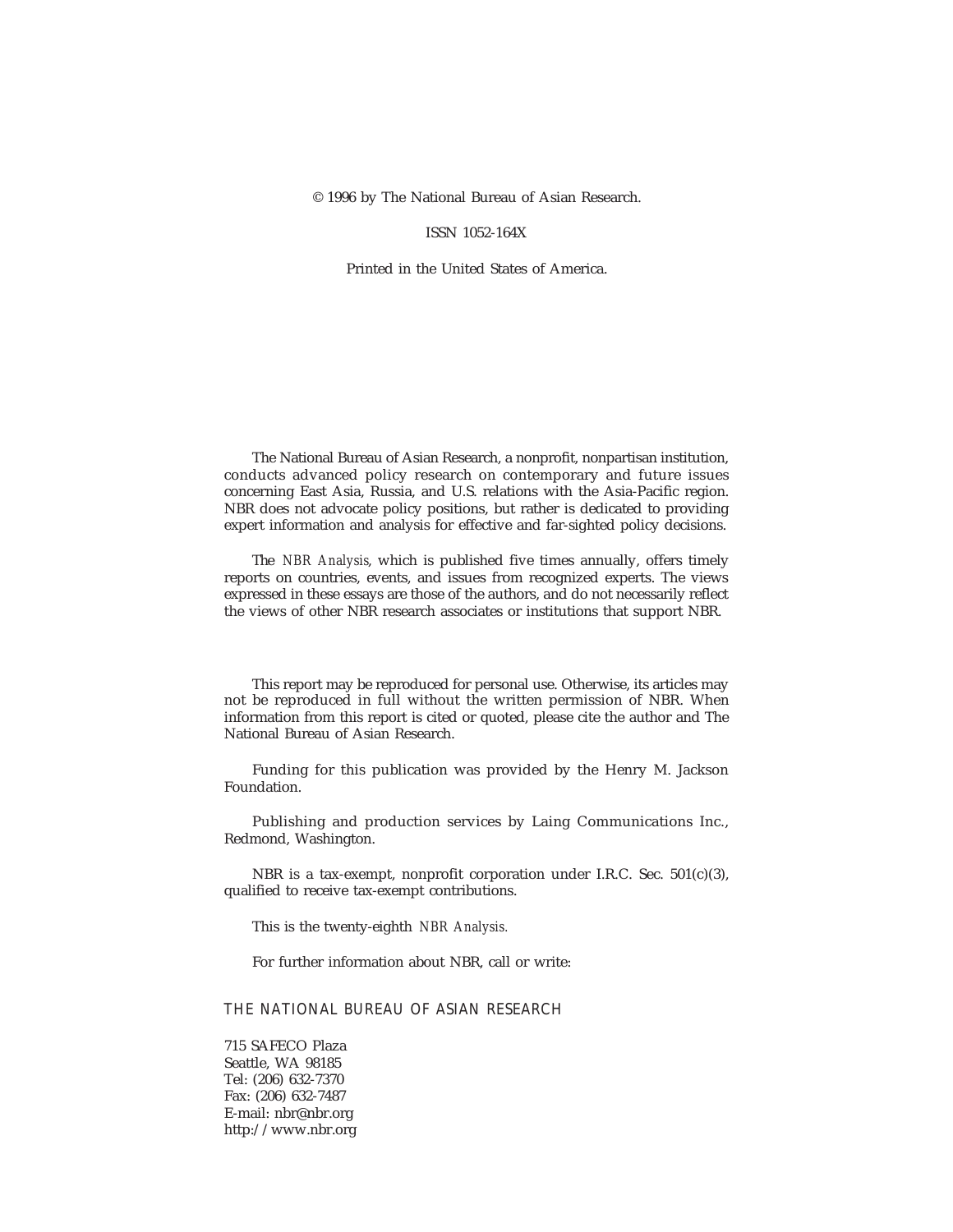© 1996 by The National Bureau of Asian Research.

ISSN 1052-164X

Printed in the United States of America.

The National Bureau of Asian Research, a nonprofit, nonpartisan institution, conducts advanced policy research on contemporary and future issues concerning East Asia, Russia, and U.S. relations with the Asia-Pacific region. NBR does not advocate policy positions, but rather is dedicated to providing expert information and analysis for effective and far-sighted policy decisions.

The *NBR Analysis*, which is published five times annually, offers timely reports on countries, events, and issues from recognized experts. The views expressed in these essays are those of the authors, and do not necessarily reflect the views of other NBR research associates or institutions that support NBR.

This report may be reproduced for personal use. Otherwise, its articles may not be reproduced in full without the written permission of NBR. When information from this report is cited or quoted, please cite the author and The National Bureau of Asian Research.

Funding for this publication was provided by the Henry M. Jackson Foundation.

Publishing and production services by Laing Communications Inc., Redmond, Washington.

NBR is a tax-exempt, nonprofit corporation under I.R.C. Sec. 501(c)(3), qualified to receive tax-exempt contributions.

This is the twenty-eighth *NBR Analysis*.

For further information about NBR, call or write:

THE NATIONAL BUREAU OF ASIAN RESEARCH

715 SAFECO Plaza
Seattle, WA 98185
Tel: (206) 632-7370
Fax: (206) 632-7487
E-mail: nbr@nbr.org
http://www.nbr.org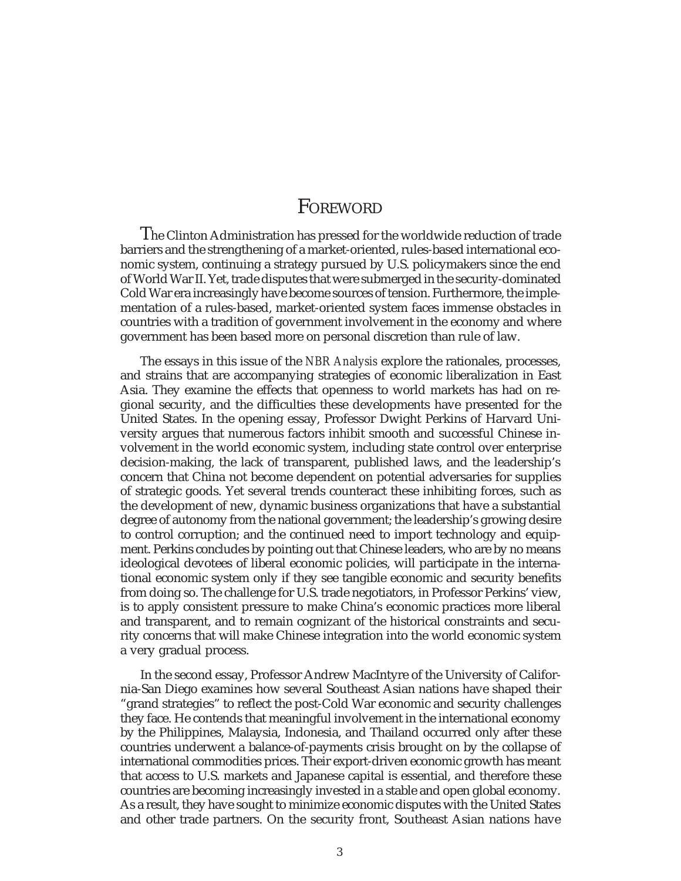# Foreword

The Clinton Administration has pressed for the worldwide reduction of trade barriers and the strengthening of a market-oriented, rules-based international economic system, continuing a strategy pursued by U.S. policymakers since the end of World War II. Yet, trade disputes that were submerged in the security-dominated Cold War era increasingly have become sources of tension. Furthermore, the implementation of a rules-based, market-oriented system faces immense obstacles in countries with a tradition of government involvement in the economy and where government has been based more on personal discretion than rule of law.

The essays in this issue of the *NBR Analysis* explore the rationales, processes, and strains that are accompanying strategies of economic liberalization in East Asia. They examine the effects that openness to world markets has had on regional security, and the difficulties these developments have presented for the United States. In the opening essay, Professor Dwight Perkins of Harvard University argues that numerous factors inhibit smooth and successful Chinese involvement in the world economic system, including state control over enterprise decision-making, the lack of transparent, published laws, and the leadership's concern that China not become dependent on potential adversaries for supplies of strategic goods. Yet several trends counteract these inhibiting forces, such as the development of new, dynamic business organizations that have a substantial degree of autonomy from the national government; the leadership's growing desire to control corruption; and the continued need to import technology and equipment. Perkins concludes by pointing out that Chinese leaders, who are by no means ideological devotees of liberal economic policies, will participate in the international economic system only if they see tangible economic and security benefits from doing so. The challenge for U.S. trade negotiators, in Professor Perkins' view, is to apply consistent pressure to make China's economic practices more liberal and transparent, and to remain cognizant of the historical constraints and security concerns that will make Chinese integration into the world economic system a very gradual process.

In the second essay, Professor Andrew MacIntyre of the University of California-San Diego examines how several Southeast Asian nations have shaped their "grand strategies" to reflect the post-Cold War economic and security challenges they face. He contends that meaningful involvement in the international economy by the Philippines, Malaysia, Indonesia, and Thailand occurred only after these countries underwent a balance-of-payments crisis brought on by the collapse of international commodities prices. Their export-driven economic growth has meant that access to U.S. markets and Japanese capital is essential, and therefore these countries are becoming increasingly invested in a stable and open global economy. As a result, they have sought to minimize economic disputes with the United States and other trade partners. On the security front, Southeast Asian nations have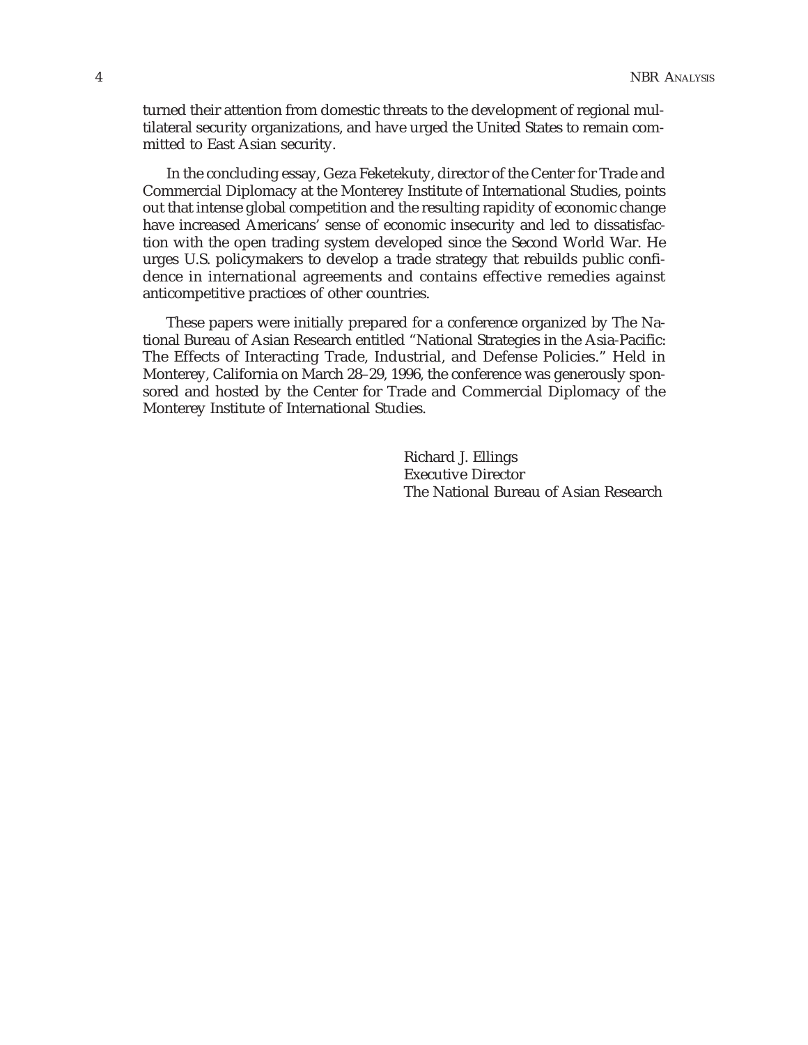turned their attention from domestic threats to the development of regional multilateral security organizations, and have urged the United States to remain committed to East Asian security.

In the concluding essay, Geza Feketekuty, director of the Center for Trade and Commercial Diplomacy at the Monterey Institute of International Studies, points out that intense global competition and the resulting rapidity of economic change have increased Americans' sense of economic insecurity and led to dissatisfaction with the open trading system developed since the Second World War. He urges U.S. policymakers to develop a trade strategy that rebuilds public confidence in international agreements and contains effective remedies against anticompetitive practices of other countries.

These papers were initially prepared for a conference organized by The National Bureau of Asian Research entitled "National Strategies in the Asia-Pacific: The Effects of Interacting Trade, Industrial, and Defense Policies." Held in Monterey, California on March 28–29, 1996, the conference was generously sponsored and hosted by the Center for Trade and Commercial Diplomacy of the Monterey Institute of International Studies.

Richard J. Ellings
Executive Director
The National Bureau of Asian Research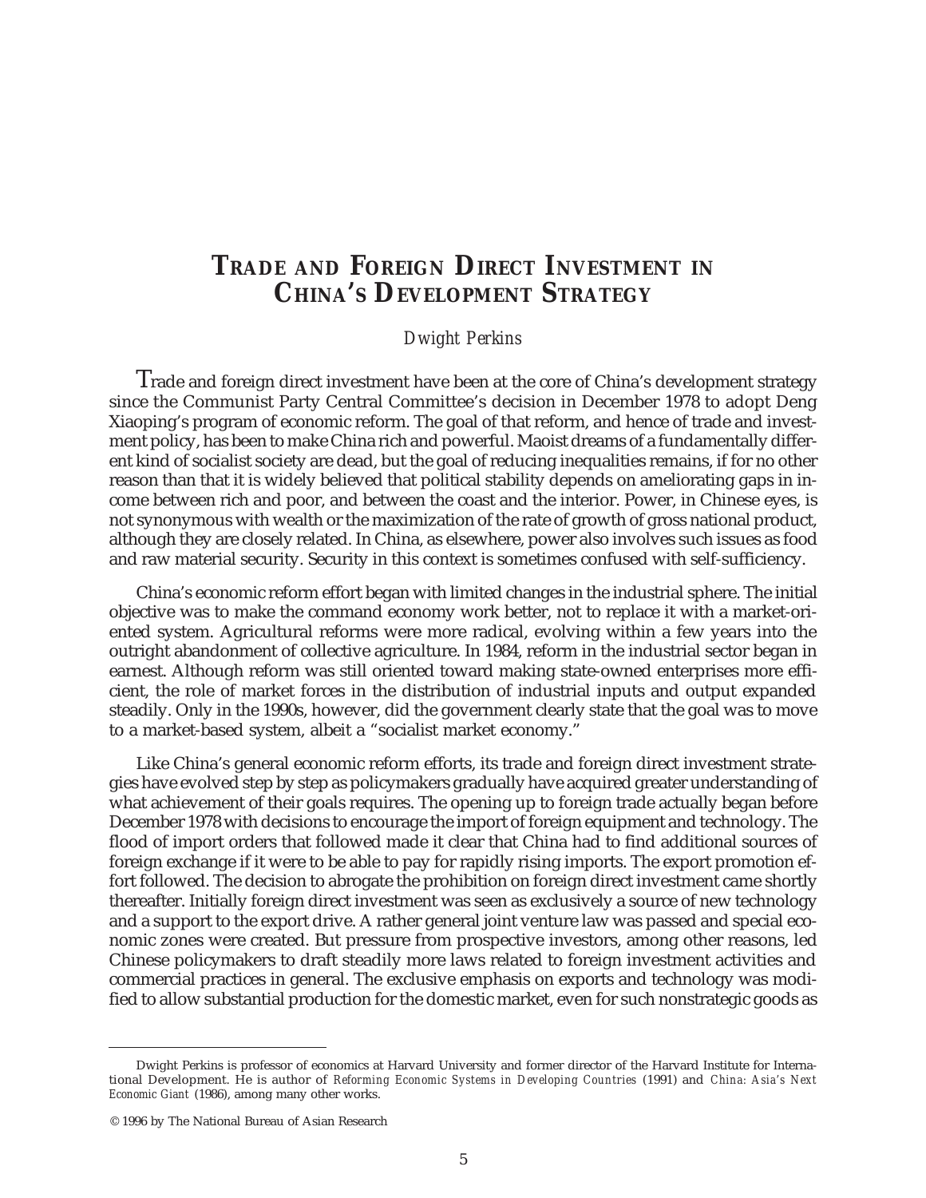# Trade and Foreign Direct Investment in China's Development Strategy

*Dwight Perkins*

Trade and foreign direct investment have been at the core of China's development strategy since the Communist Party Central Committee's decision in December 1978 to adopt Deng Xiaoping's program of economic reform. The goal of that reform, and hence of trade and investment policy, has been to make China rich and powerful. Maoist dreams of a fundamentally different kind of socialist society are dead, but the goal of reducing inequalities remains, if for no other reason than that it is widely believed that political stability depends on ameliorating gaps in income between rich and poor, and between the coast and the interior. Power, in Chinese eyes, is not synonymous with wealth or the maximization of the rate of growth of gross national product, although they are closely related. In China, as elsewhere, power also involves such issues as food and raw material security. Security in this context is sometimes confused with self-sufficiency.

China's economic reform effort began with limited changes in the industrial sphere. The initial objective was to make the command economy work better, not to replace it with a market-oriented system. Agricultural reforms were more radical, evolving within a few years into the outright abandonment of collective agriculture. In 1984, reform in the industrial sector began in earnest. Although reform was still oriented toward making state-owned enterprises more efficient, the role of market forces in the distribution of industrial inputs and output expanded steadily. Only in the 1990s, however, did the government clearly state that the goal was to move to a market-based system, albeit a "socialist market economy."

Like China's general economic reform efforts, its trade and foreign direct investment strategies have evolved step by step as policymakers gradually have acquired greater understanding of what achievement of their goals requires. The opening up to foreign trade actually began before December 1978 with decisions to encourage the import of foreign equipment and technology. The flood of import orders that followed made it clear that China had to find additional sources of foreign exchange if it were to be able to pay for rapidly rising imports. The export promotion effort followed. The decision to abrogate the prohibition on foreign direct investment came shortly thereafter. Initially foreign direct investment was seen as exclusively a source of new technology and a support to the export drive. A rather general joint venture law was passed and special economic zones were created. But pressure from prospective investors, among other reasons, led Chinese policymakers to draft steadily more laws related to foreign investment activities and commercial practices in general. The exclusive emphasis on exports and technology was modified to allow substantial production for the domestic market, even for such nonstrategic goods as

---

Dwight Perkins is professor of economics at Harvard University and former director of the Harvard Institute for International Development. He is author of *Reforming Economic Systems in Developing Countries* (1991) and *China: Asia's Next Economic Giant* (1986), among many other works.

© 1996 by The National Bureau of Asian Research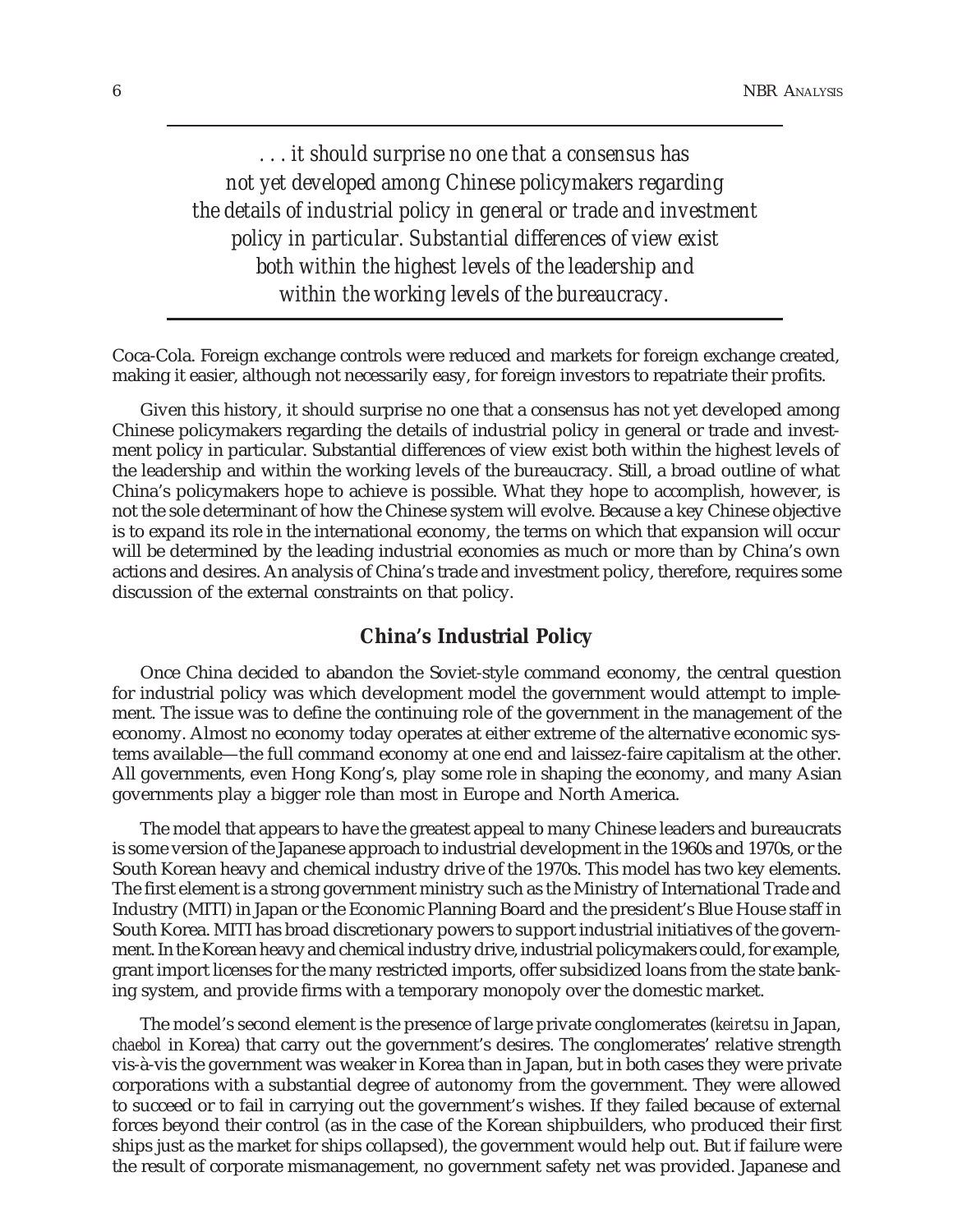*. . . it should surprise no one that a consensus has not yet developed among Chinese policymakers regarding the details of industrial policy in general or trade and investment policy in particular. Substantial differences of view exist both within the highest levels of the leadership and within the working levels of the bureaucracy.*

Coca-Cola. Foreign exchange controls were reduced and markets for foreign exchange created, making it easier, although not necessarily easy, for foreign investors to repatriate their profits.

Given this history, it should surprise no one that a consensus has not yet developed among Chinese policymakers regarding the details of industrial policy in general or trade and investment policy in particular. Substantial differences of view exist both within the highest levels of the leadership and within the working levels of the bureaucracy. Still, a broad outline of what China's policymakers hope to achieve is possible. What they hope to accomplish, however, is not the sole determinant of how the Chinese system will evolve. Because a key Chinese objective is to expand its role in the international economy, the terms on which that expansion will occur will be determined by the leading industrial economies as much or more than by China's own actions and desires. An analysis of China's trade and investment policy, therefore, requires some discussion of the external constraints on that policy.

## China's Industrial Policy

Once China decided to abandon the Soviet-style command economy, the central question for industrial policy was which development model the government would attempt to implement. The issue was to define the continuing role of the government in the management of the economy. Almost no economy today operates at either extreme of the alternative economic systems available—the full command economy at one end and laissez-faire capitalism at the other. All governments, even Hong Kong's, play some role in shaping the economy, and many Asian governments play a bigger role than most in Europe and North America.

The model that appears to have the greatest appeal to many Chinese leaders and bureaucrats is some version of the Japanese approach to industrial development in the 1960s and 1970s, or the South Korean heavy and chemical industry drive of the 1970s. This model has two key elements. The first element is a strong government ministry such as the Ministry of International Trade and Industry (MITI) in Japan or the Economic Planning Board and the president's Blue House staff in South Korea. MITI has broad discretionary powers to support industrial initiatives of the government. In the Korean heavy and chemical industry drive, industrial policymakers could, for example, grant import licenses for the many restricted imports, offer subsidized loans from the state banking system, and provide firms with a temporary monopoly over the domestic market.

The model's second element is the presence of large private conglomerates (*keiretsu* in Japan, *chaebol* in Korea) that carry out the government's desires. The conglomerates' relative strength vis-à-vis the government was weaker in Korea than in Japan, but in both cases they were private corporations with a substantial degree of autonomy from the government. They were allowed to succeed or to fail in carrying out the government's wishes. If they failed because of external forces beyond their control (as in the case of the Korean shipbuilders, who produced their first ships just as the market for ships collapsed), the government would help out. But if failure were the result of corporate mismanagement, no government safety net was provided. Japanese and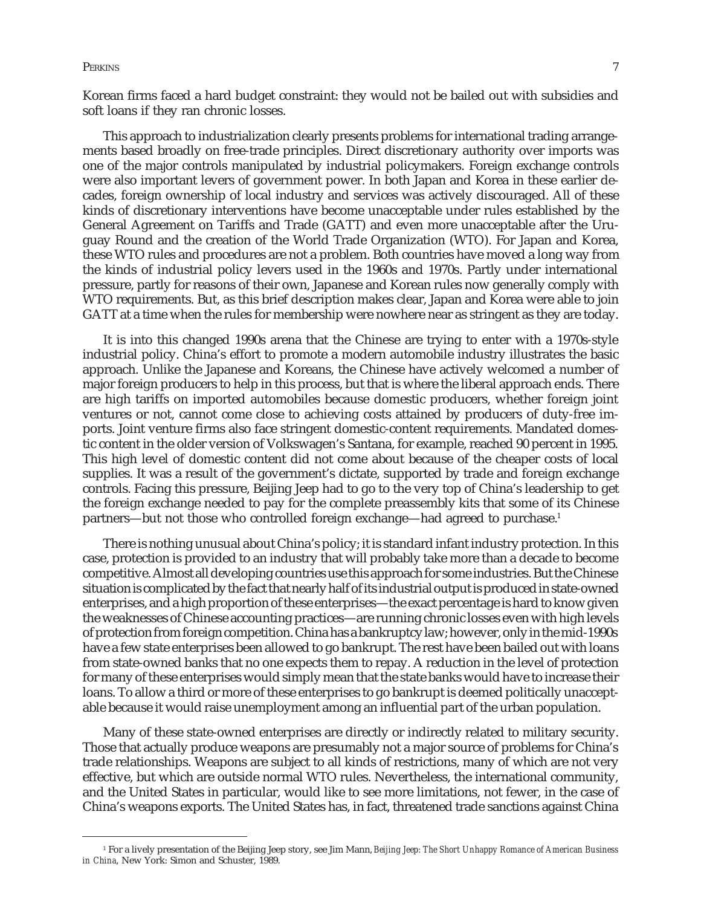Korean firms faced a hard budget constraint: they would not be bailed out with subsidies and soft loans if they ran chronic losses.

This approach to industrialization clearly presents problems for international trading arrangements based broadly on free-trade principles. Direct discretionary authority over imports was one of the major controls manipulated by industrial policymakers. Foreign exchange controls were also important levers of government power. In both Japan and Korea in these earlier decades, foreign ownership of local industry and services was actively discouraged. All of these kinds of discretionary interventions have become unacceptable under rules established by the General Agreement on Tariffs and Trade (GATT) and even more unacceptable after the Uruguay Round and the creation of the World Trade Organization (WTO). For Japan and Korea, these WTO rules and procedures are not a problem. Both countries have moved a long way from the kinds of industrial policy levers used in the 1960s and 1970s. Partly under international pressure, partly for reasons of their own, Japanese and Korean rules now generally comply with WTO requirements. But, as this brief description makes clear, Japan and Korea were able to join GATT at a time when the rules for membership were nowhere near as stringent as they are today.

It is into this changed 1990s arena that the Chinese are trying to enter with a 1970s-style industrial policy. China's effort to promote a modern automobile industry illustrates the basic approach. Unlike the Japanese and Koreans, the Chinese have actively welcomed a number of major foreign producers to help in this process, but that is where the liberal approach ends. There are high tariffs on imported automobiles because domestic producers, whether foreign joint ventures or not, cannot come close to achieving costs attained by producers of duty-free imports. Joint venture firms also face stringent domestic-content requirements. Mandated domestic content in the older version of Volkswagen's Santana, for example, reached 90 percent in 1995. This high level of domestic content did not come about because of the cheaper costs of local supplies. It was a result of the government's dictate, supported by trade and foreign exchange controls. Facing this pressure, Beijing Jeep had to go to the very top of China's leadership to get the foreign exchange needed to pay for the complete preassembly kits that some of its Chinese partners—but not those who controlled foreign exchange—had agreed to purchase.[1]

There is nothing unusual about China's policy; it is standard infant industry protection. In this case, protection is provided to an industry that will probably take more than a decade to become competitive. Almost all developing countries use this approach for some industries. But the Chinese situation is complicated by the fact that nearly half of its industrial output is produced in state-owned enterprises, and a high proportion of these enterprises—the exact percentage is hard to know given the weaknesses of Chinese accounting practices—are running chronic losses even with high levels of protection from foreign competition. China has a bankruptcy law; however, only in the mid-1990s have a few state enterprises been allowed to go bankrupt. The rest have been bailed out with loans from state-owned banks that no one expects them to repay. A reduction in the level of protection for many of these enterprises would simply mean that the state banks would have to increase their loans. To allow a third or more of these enterprises to go bankrupt is deemed politically unacceptable because it would raise unemployment among an influential part of the urban population.

Many of these state-owned enterprises are directly or indirectly related to military security. Those that actually produce weapons are presumably not a major source of problems for China's trade relationships. Weapons are subject to all kinds of restrictions, many of which are not very effective, but which are outside normal WTO rules. Nevertheless, the international community, and the United States in particular, would like to see more limitations, not fewer, in the case of China's weapons exports. The United States has, in fact, threatened trade sanctions against China

[1] For a lively presentation of the Beijing Jeep story, see Jim Mann, *Beijing Jeep: The Short Unhappy Romance of American Business in China*, New York: Simon and Schuster, 1989.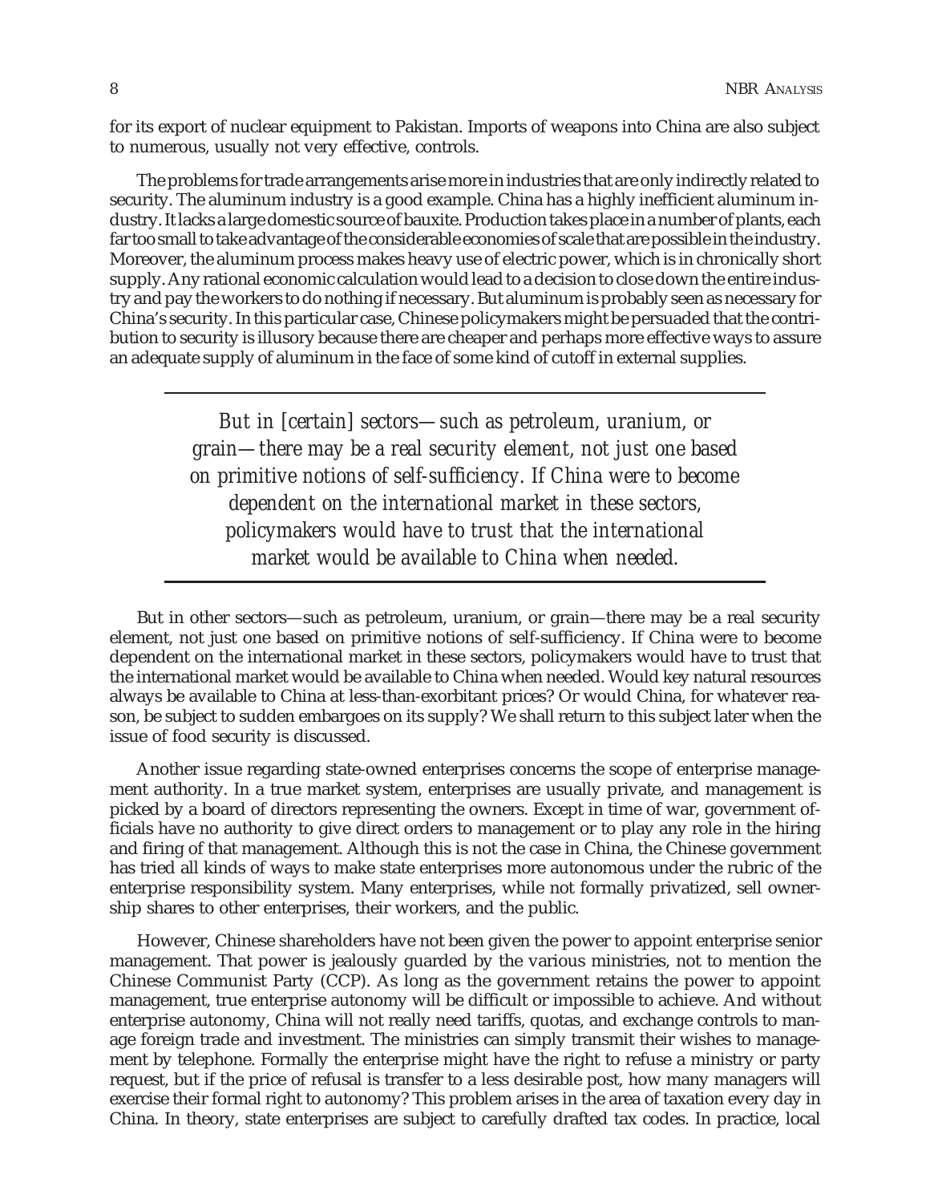for its export of nuclear equipment to Pakistan. Imports of weapons into China are also subject to numerous, usually not very effective, controls.

The problems for trade arrangements arise more in industries that are only indirectly related to security. The aluminum industry is a good example. China has a highly inefficient aluminum industry. It lacks a large domestic source of bauxite. Production takes place in a number of plants, each far too small to take advantage of the considerable economies of scale that are possible in the industry. Moreover, the aluminum process makes heavy use of electric power, which is in chronically short supply. Any rational economic calculation would lead to a decision to close down the entire industry and pay the workers to do nothing if necessary. But aluminum is probably seen as necessary for China's security. In this particular case, Chinese policymakers might be persuaded that the contribution to security is illusory because there are cheaper and perhaps more effective ways to assure an adequate supply of aluminum in the face of some kind of cutoff in external supplies.

> *But in [certain] sectors—such as petroleum, uranium, or grain—there may be a real security element, not just one based on primitive notions of self-sufficiency. If China were to become dependent on the international market in these sectors, policymakers would have to trust that the international market would be available to China when needed.*

But in other sectors—such as petroleum, uranium, or grain—there may be a real security element, not just one based on primitive notions of self-sufficiency. If China were to become dependent on the international market in these sectors, policymakers would have to trust that the international market would be available to China when needed. Would key natural resources always be available to China at less-than-exorbitant prices? Or would China, for whatever reason, be subject to sudden embargoes on its supply? We shall return to this subject later when the issue of food security is discussed.

Another issue regarding state-owned enterprises concerns the scope of enterprise management authority. In a true market system, enterprises are usually private, and management is picked by a board of directors representing the owners. Except in time of war, government officials have no authority to give direct orders to management or to play any role in the hiring and firing of that management. Although this is not the case in China, the Chinese government has tried all kinds of ways to make state enterprises more autonomous under the rubric of the enterprise responsibility system. Many enterprises, while not formally privatized, sell ownership shares to other enterprises, their workers, and the public.

However, Chinese shareholders have not been given the power to appoint enterprise senior management. That power is jealously guarded by the various ministries, not to mention the Chinese Communist Party (CCP). As long as the government retains the power to appoint management, true enterprise autonomy will be difficult or impossible to achieve. And without enterprise autonomy, China will not really need tariffs, quotas, and exchange controls to manage foreign trade and investment. The ministries can simply transmit their wishes to management by telephone. Formally the enterprise might have the right to refuse a ministry or party request, but if the price of refusal is transfer to a less desirable post, how many managers will exercise their formal right to autonomy? This problem arises in the area of taxation every day in China. In theory, state enterprises are subject to carefully drafted tax codes. In practice, local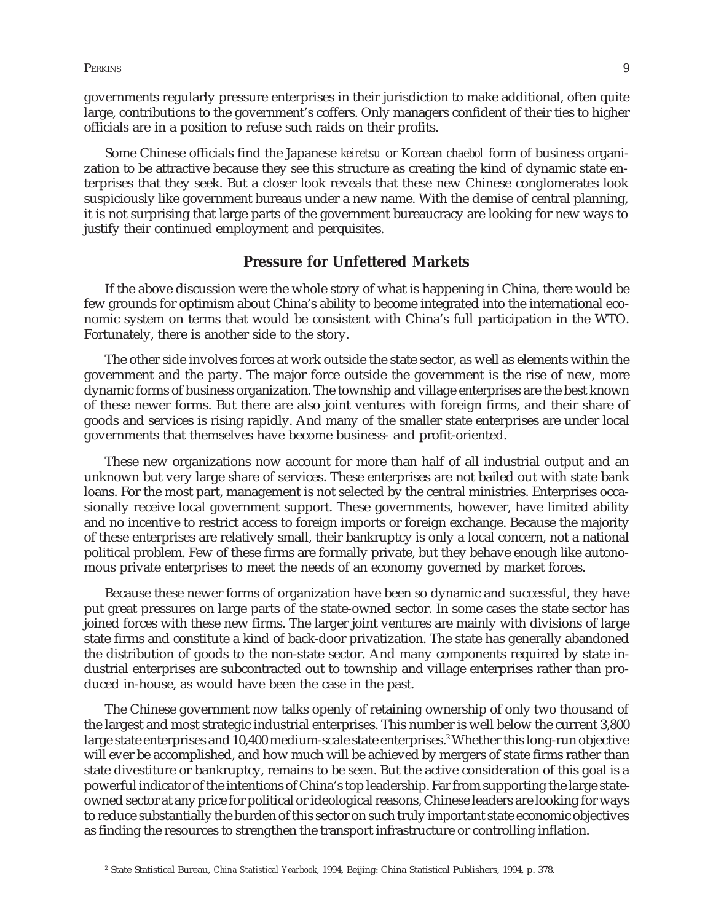governments regularly pressure enterprises in their jurisdiction to make additional, often quite large, contributions to the government's coffers. Only managers confident of their ties to higher officials are in a position to refuse such raids on their profits.

Some Chinese officials find the Japanese *keiretsu* or Korean *chaebol* form of business organization to be attractive because they see this structure as creating the kind of dynamic state enterprises that they seek. But a closer look reveals that these new Chinese conglomerates look suspiciously like government bureaus under a new name. With the demise of central planning, it is not surprising that large parts of the government bureaucracy are looking for new ways to justify their continued employment and perquisites.

## Pressure for Unfettered Markets

If the above discussion were the whole story of what is happening in China, there would be few grounds for optimism about China's ability to become integrated into the international economic system on terms that would be consistent with China's full participation in the WTO. Fortunately, there is another side to the story.

The other side involves forces at work outside the state sector, as well as elements within the government and the party. The major force outside the government is the rise of new, more dynamic forms of business organization. The township and village enterprises are the best known of these newer forms. But there are also joint ventures with foreign firms, and their share of goods and services is rising rapidly. And many of the smaller state enterprises are under local governments that themselves have become business- and profit-oriented.

These new organizations now account for more than half of all industrial output and an unknown but very large share of services. These enterprises are not bailed out with state bank loans. For the most part, management is not selected by the central ministries. Enterprises occasionally receive local government support. These governments, however, have limited ability and no incentive to restrict access to foreign imports or foreign exchange. Because the majority of these enterprises are relatively small, their bankruptcy is only a local concern, not a national political problem. Few of these firms are formally private, but they behave enough like autonomous private enterprises to meet the needs of an economy governed by market forces.

Because these newer forms of organization have been so dynamic and successful, they have put great pressures on large parts of the state-owned sector. In some cases the state sector has joined forces with these new firms. The larger joint ventures are mainly with divisions of large state firms and constitute a kind of back-door privatization. The state has generally abandoned the distribution of goods to the non-state sector. And many components required by state industrial enterprises are subcontracted out to township and village enterprises rather than produced in-house, as would have been the case in the past.

The Chinese government now talks openly of retaining ownership of only two thousand of the largest and most strategic industrial enterprises. This number is well below the current 3,800 large state enterprises and 10,400 medium-scale state enterprises.[2] Whether this long-run objective will ever be accomplished, and how much will be achieved by mergers of state firms rather than state divestiture or bankruptcy, remains to be seen. But the active consideration of this goal is a powerful indicator of the intentions of China's top leadership. Far from supporting the large state-owned sector at any price for political or ideological reasons, Chinese leaders are looking for ways to reduce substantially the burden of this sector on such truly important state economic objectives as finding the resources to strengthen the transport infrastructure or controlling inflation.

[2] State Statistical Bureau, *China Statistical Yearbook*, 1994, Beijing: China Statistical Publishers, 1994, p. 378.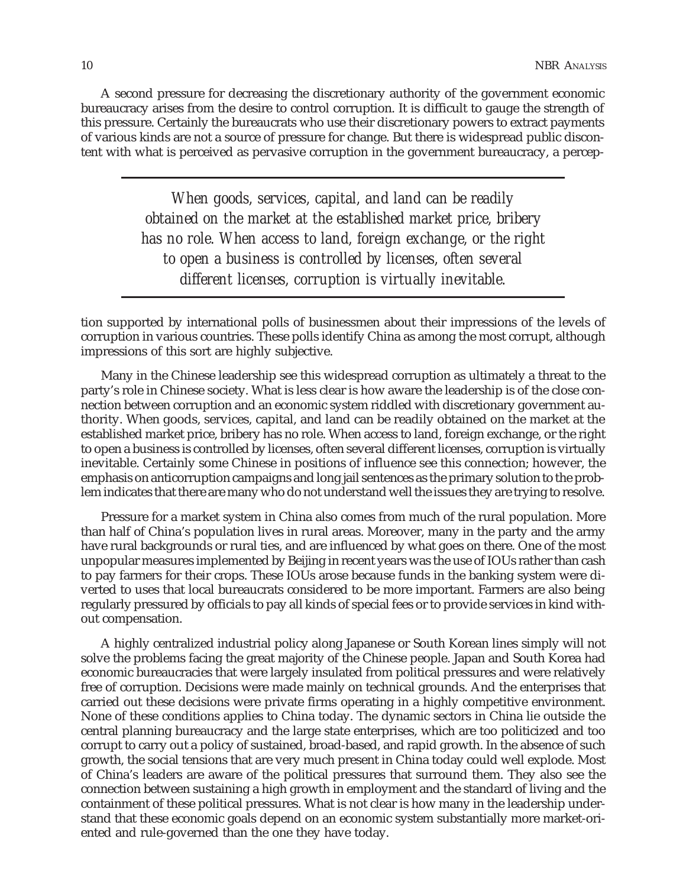A second pressure for decreasing the discretionary authority of the government economic bureaucracy arises from the desire to control corruption. It is difficult to gauge the strength of this pressure. Certainly the bureaucrats who use their discretionary powers to extract payments of various kinds are not a source of pressure for change. But there is widespread public discontent with what is perceived as pervasive corruption in the government bureaucracy, a perception supported by international polls of businessmen about their impressions of the levels of corruption in various countries. These polls identify China as among the most corrupt, although impressions of this sort are highly subjective.

> *When goods, services, capital, and land can be readily obtained on the market at the established market price, bribery has no role. When access to land, foreign exchange, or the right to open a business is controlled by licenses, often several different licenses, corruption is virtually inevitable.*

Many in the Chinese leadership see this widespread corruption as ultimately a threat to the party's role in Chinese society. What is less clear is how aware the leadership is of the close connection between corruption and an economic system riddled with discretionary government authority. When goods, services, capital, and land can be readily obtained on the market at the established market price, bribery has no role. When access to land, foreign exchange, or the right to open a business is controlled by licenses, often several different licenses, corruption is virtually inevitable. Certainly some Chinese in positions of influence see this connection; however, the emphasis on anticorruption campaigns and long jail sentences as the primary solution to the problem indicates that there are many who do not understand well the issues they are trying to resolve.

Pressure for a market system in China also comes from much of the rural population. More than half of China's population lives in rural areas. Moreover, many in the party and the army have rural backgrounds or rural ties, and are influenced by what goes on there. One of the most unpopular measures implemented by Beijing in recent years was the use of IOUs rather than cash to pay farmers for their crops. These IOUs arose because funds in the banking system were diverted to uses that local bureaucrats considered to be more important. Farmers are also being regularly pressured by officials to pay all kinds of special fees or to provide services in kind without compensation.

A highly centralized industrial policy along Japanese or South Korean lines simply will not solve the problems facing the great majority of the Chinese people. Japan and South Korea had economic bureaucracies that were largely insulated from political pressures and were relatively free of corruption. Decisions were made mainly on technical grounds. And the enterprises that carried out these decisions were private firms operating in a highly competitive environment. None of these conditions applies to China today. The dynamic sectors in China lie outside the central planning bureaucracy and the large state enterprises, which are too politicized and too corrupt to carry out a policy of sustained, broad-based, and rapid growth. In the absence of such growth, the social tensions that are very much present in China today could well explode. Most of China's leaders are aware of the political pressures that surround them. They also see the connection between sustaining a high growth in employment and the standard of living and the containment of these political pressures. What is not clear is how many in the leadership understand that these economic goals depend on an economic system substantially more market-oriented and rule-governed than the one they have today.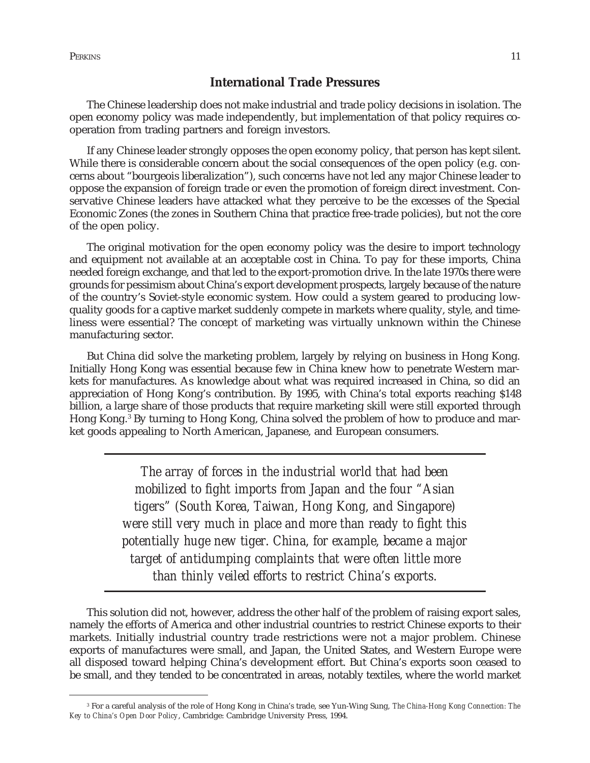## International Trade Pressures

The Chinese leadership does not make industrial and trade policy decisions in isolation. The open economy policy was made independently, but implementation of that policy requires co-operation from trading partners and foreign investors.

If any Chinese leader strongly opposes the open economy policy, that person has kept silent. While there is considerable concern about the social consequences of the open policy (e.g. concerns about "bourgeois liberalization"), such concerns have not led any major Chinese leader to oppose the expansion of foreign trade or even the promotion of foreign direct investment. Conservative Chinese leaders have attacked what they perceive to be the excesses of the Special Economic Zones (the zones in Southern China that practice free-trade policies), but not the core of the open policy.

The original motivation for the open economy policy was the desire to import technology and equipment not available at an acceptable cost in China. To pay for these imports, China needed foreign exchange, and that led to the export-promotion drive. In the late 1970s there were grounds for pessimism about China's export development prospects, largely because of the nature of the country's Soviet-style economic system. How could a system geared to producing low-quality goods for a captive market suddenly compete in markets where quality, style, and timeliness were essential? The concept of marketing was virtually unknown within the Chinese manufacturing sector.

But China did solve the marketing problem, largely by relying on business in Hong Kong. Initially Hong Kong was essential because few in China knew how to penetrate Western markets for manufactures. As knowledge about what was required increased in China, so did an appreciation of Hong Kong's contribution. By 1995, with China's total exports reaching $148 billion, a large share of those products that require marketing skill were still exported through Hong Kong.[3] By turning to Hong Kong, China solved the problem of how to produce and market goods appealing to North American, Japanese, and European consumers.

> *The array of forces in the industrial world that had been mobilized to fight imports from Japan and the four "Asian tigers" (South Korea, Taiwan, Hong Kong, and Singapore) were still very much in place and more than ready to fight this potentially huge new tiger. China, for example, became a major target of antidumping complaints that were often little more than thinly veiled efforts to restrict China's exports.*

This solution did not, however, address the other half of the problem of raising export sales, namely the efforts of America and other industrial countries to restrict Chinese exports to their markets. Initially industrial country trade restrictions were not a major problem. Chinese exports of manufactures were small, and Japan, the United States, and Western Europe were all disposed toward helping China's development effort. But China's exports soon ceased to be small, and they tended to be concentrated in areas, notably textiles, where the world market

[3] For a careful analysis of the role of Hong Kong in China's trade, see Yun-Wing Sung, *The China-Hong Kong Connection: The Key to China's Open Door Policy*, Cambridge: Cambridge University Press, 1994.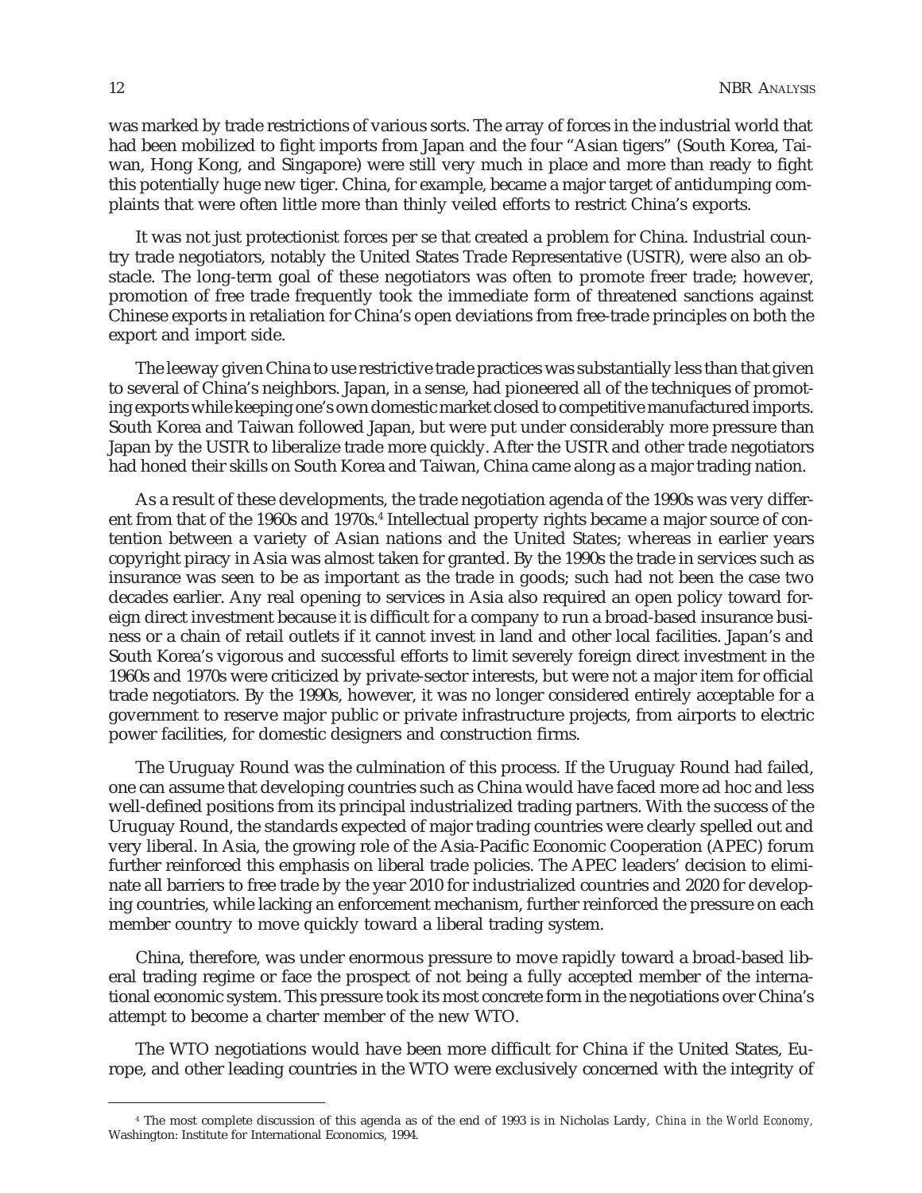was marked by trade restrictions of various sorts. The array of forces in the industrial world that had been mobilized to fight imports from Japan and the four "Asian tigers" (South Korea, Taiwan, Hong Kong, and Singapore) were still very much in place and more than ready to fight this potentially huge new tiger. China, for example, became a major target of antidumping complaints that were often little more than thinly veiled efforts to restrict China's exports.

It was not just protectionist forces per se that created a problem for China. Industrial country trade negotiators, notably the United States Trade Representative (USTR), were also an obstacle. The long-term goal of these negotiators was often to promote freer trade; however, promotion of free trade frequently took the immediate form of threatened sanctions against Chinese exports in retaliation for China's open deviations from free-trade principles on both the export and import side.

The leeway given China to use restrictive trade practices was substantially less than that given to several of China's neighbors. Japan, in a sense, had pioneered all of the techniques of promoting exports while keeping one's own domestic market closed to competitive manufactured imports. South Korea and Taiwan followed Japan, but were put under considerably more pressure than Japan by the USTR to liberalize trade more quickly. After the USTR and other trade negotiators had honed their skills on South Korea and Taiwan, China came along as a major trading nation.

As a result of these developments, the trade negotiation agenda of the 1990s was very different from that of the 1960s and 1970s.[4] Intellectual property rights became a major source of contention between a variety of Asian nations and the United States; whereas in earlier years copyright piracy in Asia was almost taken for granted. By the 1990s the trade in services such as insurance was seen to be as important as the trade in goods; such had not been the case two decades earlier. Any real opening to services in Asia also required an open policy toward foreign direct investment because it is difficult for a company to run a broad-based insurance business or a chain of retail outlets if it cannot invest in land and other local facilities. Japan's and South Korea's vigorous and successful efforts to limit severely foreign direct investment in the 1960s and 1970s were criticized by private-sector interests, but were not a major item for official trade negotiators. By the 1990s, however, it was no longer considered entirely acceptable for a government to reserve major public or private infrastructure projects, from airports to electric power facilities, for domestic designers and construction firms.

The Uruguay Round was the culmination of this process. If the Uruguay Round had failed, one can assume that developing countries such as China would have faced more ad hoc and less well-defined positions from its principal industrialized trading partners. With the success of the Uruguay Round, the standards expected of major trading countries were clearly spelled out and very liberal. In Asia, the growing role of the Asia-Pacific Economic Cooperation (APEC) forum further reinforced this emphasis on liberal trade policies. The APEC leaders' decision to eliminate all barriers to free trade by the year 2010 for industrialized countries and 2020 for developing countries, while lacking an enforcement mechanism, further reinforced the pressure on each member country to move quickly toward a liberal trading system.

China, therefore, was under enormous pressure to move rapidly toward a broad-based liberal trading regime or face the prospect of not being a fully accepted member of the international economic system. This pressure took its most concrete form in the negotiations over China's attempt to become a charter member of the new WTO.

The WTO negotiations would have been more difficult for China if the United States, Europe, and other leading countries in the WTO were exclusively concerned with the integrity of

[4] The most complete discussion of this agenda as of the end of 1993 is in Nicholas Lardy, *China in the World Economy,* Washington: Institute for International Economics, 1994.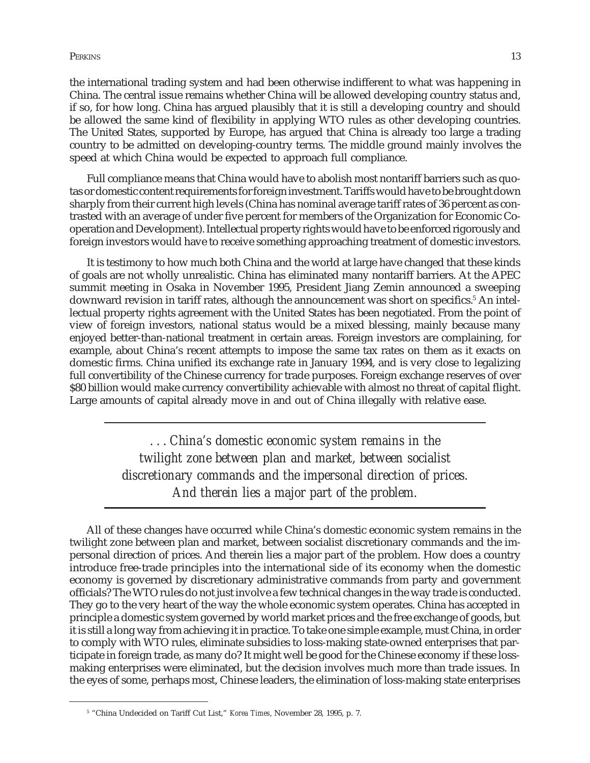the international trading system and had been otherwise indifferent to what was happening in China. The central issue remains whether China will be allowed developing country status and, if so, for how long. China has argued plausibly that it is still a developing country and should be allowed the same kind of flexibility in applying WTO rules as other developing countries. The United States, supported by Europe, has argued that China is already too large a trading country to be admitted on developing-country terms. The middle ground mainly involves the speed at which China would be expected to approach full compliance.

Full compliance means that China would have to abolish most nontariff barriers such as quotas or domestic content requirements for foreign investment. Tariffs would have to be brought down sharply from their current high levels (China has nominal average tariff rates of 36 percent as contrasted with an average of under five percent for members of the Organization for Economic Cooperation and Development). Intellectual property rights would have to be enforced rigorously and foreign investors would have to receive something approaching treatment of domestic investors.

It is testimony to how much both China and the world at large have changed that these kinds of goals are not wholly unrealistic. China has eliminated many nontariff barriers. At the APEC summit meeting in Osaka in November 1995, President Jiang Zemin announced a sweeping downward revision in tariff rates, although the announcement was short on specifics.[5] An intellectual property rights agreement with the United States has been negotiated. From the point of view of foreign investors, national status would be a mixed blessing, mainly because many enjoyed better-than-national treatment in certain areas. Foreign investors are complaining, for example, about China's recent attempts to impose the same tax rates on them as it exacts on domestic firms. China unified its exchange rate in January 1994, and is very close to legalizing full convertibility of the Chinese currency for trade purposes. Foreign exchange reserves of over $80 billion would make currency convertibility achievable with almost no threat of capital flight. Large amounts of capital already move in and out of China illegally with relative ease.

> *. . . China's domestic economic system remains in the twilight zone between plan and market, between socialist discretionary commands and the impersonal direction of prices. And therein lies a major part of the problem.*

All of these changes have occurred while China's domestic economic system remains in the twilight zone between plan and market, between socialist discretionary commands and the impersonal direction of prices. And therein lies a major part of the problem. How does a country introduce free-trade principles into the international side of its economy when the domestic economy is governed by discretionary administrative commands from party and government officials? The WTO rules do not just involve a few technical changes in the way trade is conducted. They go to the very heart of the way the whole economic system operates. China has accepted in principle a domestic system governed by world market prices and the free exchange of goods, but it is still a long way from achieving it in practice. To take one simple example, must China, in order to comply with WTO rules, eliminate subsidies to loss-making state-owned enterprises that participate in foreign trade, as many do? It might well be good for the Chinese economy if these loss-making enterprises were eliminated, but the decision involves much more than trade issues. In the eyes of some, perhaps most, Chinese leaders, the elimination of loss-making state enterprises

---

[5] "China Undecided on Tariff Cut List," *Korea Times*, November 28, 1995, p. 7.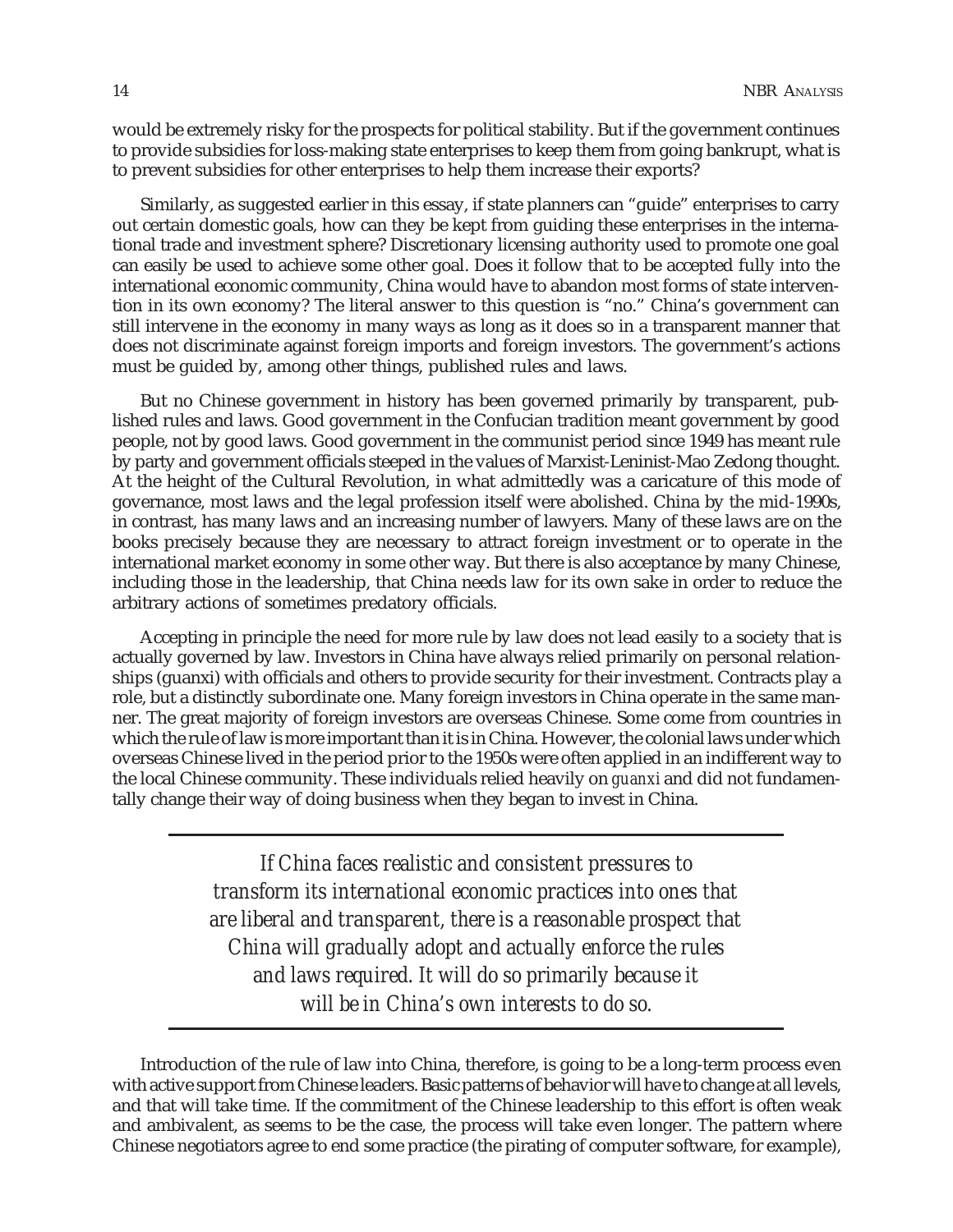would be extremely risky for the prospects for political stability. But if the government continues to provide subsidies for loss-making state enterprises to keep them from going bankrupt, what is to prevent subsidies for other enterprises to help them increase their exports?

Similarly, as suggested earlier in this essay, if state planners can "guide" enterprises to carry out certain domestic goals, how can they be kept from guiding these enterprises in the international trade and investment sphere? Discretionary licensing authority used to promote one goal can easily be used to achieve some other goal. Does it follow that to be accepted fully into the international economic community, China would have to abandon most forms of state intervention in its own economy? The literal answer to this question is "no." China's government can still intervene in the economy in many ways as long as it does so in a transparent manner that does not discriminate against foreign imports and foreign investors. The government's actions must be guided by, among other things, published rules and laws.

But no Chinese government in history has been governed primarily by transparent, published rules and laws. Good government in the Confucian tradition meant government by good people, not by good laws. Good government in the communist period since 1949 has meant rule by party and government officials steeped in the values of Marxist-Leninist-Mao Zedong thought. At the height of the Cultural Revolution, in what admittedly was a caricature of this mode of governance, most laws and the legal profession itself were abolished. China by the mid-1990s, in contrast, has many laws and an increasing number of lawyers. Many of these laws are on the books precisely because they are necessary to attract foreign investment or to operate in the international market economy in some other way. But there is also acceptance by many Chinese, including those in the leadership, that China needs law for its own sake in order to reduce the arbitrary actions of sometimes predatory officials.

Accepting in principle the need for more rule by law does not lead easily to a society that is actually governed by law. Investors in China have always relied primarily on personal relationships (guanxi) with officials and others to provide security for their investment. Contracts play a role, but a distinctly subordinate one. Many foreign investors in China operate in the same manner. The great majority of foreign investors are overseas Chinese. Some come from countries in which the rule of law is more important than it is in China. However, the colonial laws under which overseas Chinese lived in the period prior to the 1950s were often applied in an indifferent way to the local Chinese community. These individuals relied heavily on *guanxi* and did not fundamentally change their way of doing business when they began to invest in China.

> *If China faces realistic and consistent pressures to transform its international economic practices into ones that are liberal and transparent, there is a reasonable prospect that China will gradually adopt and actually enforce the rules and laws required. It will do so primarily because it will be in China's own interests to do so.*

Introduction of the rule of law into China, therefore, is going to be a long-term process even with active support from Chinese leaders. Basic patterns of behavior will have to change at all levels, and that will take time. If the commitment of the Chinese leadership to this effort is often weak and ambivalent, as seems to be the case, the process will take even longer. The pattern where Chinese negotiators agree to end some practice (the pirating of computer software, for example),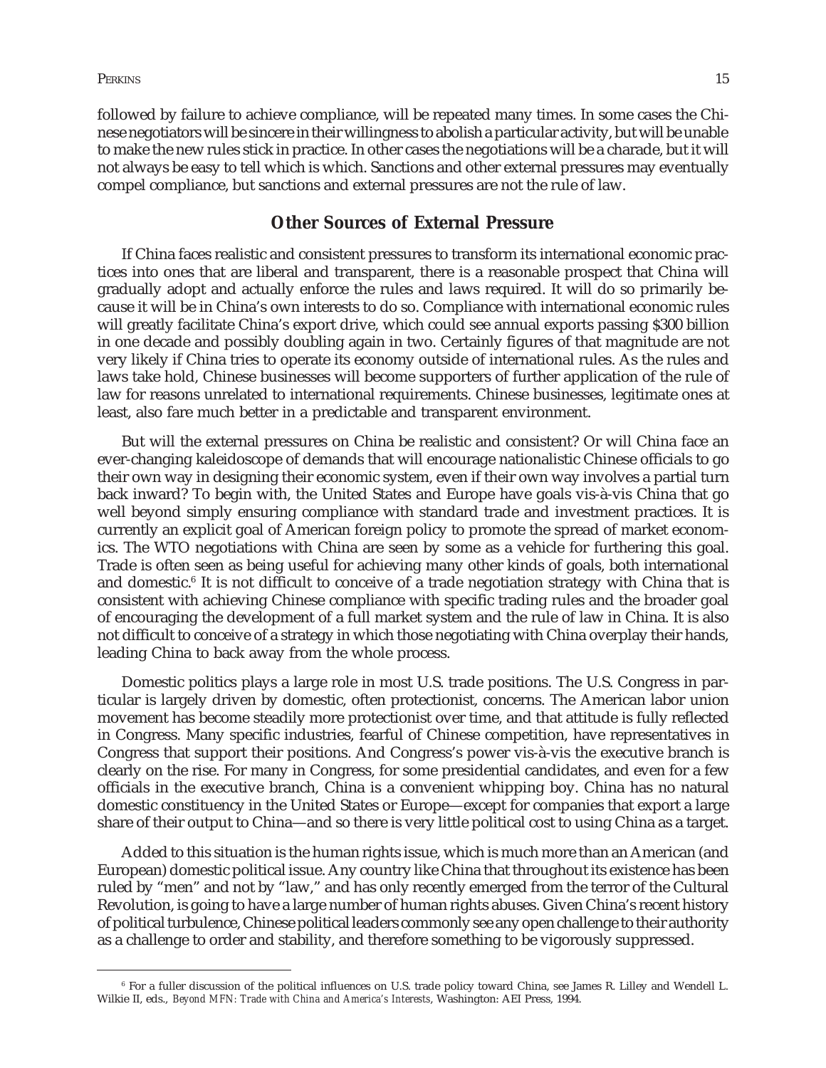followed by failure to achieve compliance, will be repeated many times. In some cases the Chinese negotiators will be sincere in their willingness to abolish a particular activity, but will be unable to make the new rules stick in practice. In other cases the negotiations will be a charade, but it will not always be easy to tell which is which. Sanctions and other external pressures may eventually compel compliance, but sanctions and external pressures are not the rule of law.

## Other Sources of External Pressure

If China faces realistic and consistent pressures to transform its international economic practices into ones that are liberal and transparent, there is a reasonable prospect that China will gradually adopt and actually enforce the rules and laws required. It will do so primarily because it will be in China's own interests to do so. Compliance with international economic rules will greatly facilitate China's export drive, which could see annual exports passing $300 billion in one decade and possibly doubling again in two. Certainly figures of that magnitude are not very likely if China tries to operate its economy outside of international rules. As the rules and laws take hold, Chinese businesses will become supporters of further application of the rule of law for reasons unrelated to international requirements. Chinese businesses, legitimate ones at least, also fare much better in a predictable and transparent environment.

But will the external pressures on China be realistic and consistent? Or will China face an ever-changing kaleidoscope of demands that will encourage nationalistic Chinese officials to go their own way in designing their economic system, even if their own way involves a partial turn back inward? To begin with, the United States and Europe have goals vis-à-vis China that go well beyond simply ensuring compliance with standard trade and investment practices. It is currently an explicit goal of American foreign policy to promote the spread of market economics. The WTO negotiations with China are seen by some as a vehicle for furthering this goal. Trade is often seen as being useful for achieving many other kinds of goals, both international and domestic.[6] It is not difficult to conceive of a trade negotiation strategy with China that is consistent with achieving Chinese compliance with specific trading rules and the broader goal of encouraging the development of a full market system and the rule of law in China. It is also not difficult to conceive of a strategy in which those negotiating with China overplay their hands, leading China to back away from the whole process.

Domestic politics plays a large role in most U.S. trade positions. The U.S. Congress in particular is largely driven by domestic, often protectionist, concerns. The American labor union movement has become steadily more protectionist over time, and that attitude is fully reflected in Congress. Many specific industries, fearful of Chinese competition, have representatives in Congress that support their positions. And Congress's power vis-à-vis the executive branch is clearly on the rise. For many in Congress, for some presidential candidates, and even for a few officials in the executive branch, China is a convenient whipping boy. China has no natural domestic constituency in the United States or Europe—except for companies that export a large share of their output to China—and so there is very little political cost to using China as a target.

Added to this situation is the human rights issue, which is much more than an American (and European) domestic political issue. Any country like China that throughout its existence has been ruled by "men" and not by "law," and has only recently emerged from the terror of the Cultural Revolution, is going to have a large number of human rights abuses. Given China's recent history of political turbulence, Chinese political leaders commonly see any open challenge to their authority as a challenge to order and stability, and therefore something to be vigorously suppressed.

[6] For a fuller discussion of the political influences on U.S. trade policy toward China, see James R. Lilley and Wendell L. Wilkie II, eds., *Beyond MFN: Trade with China and America's Interests*, Washington: AEI Press, 1994.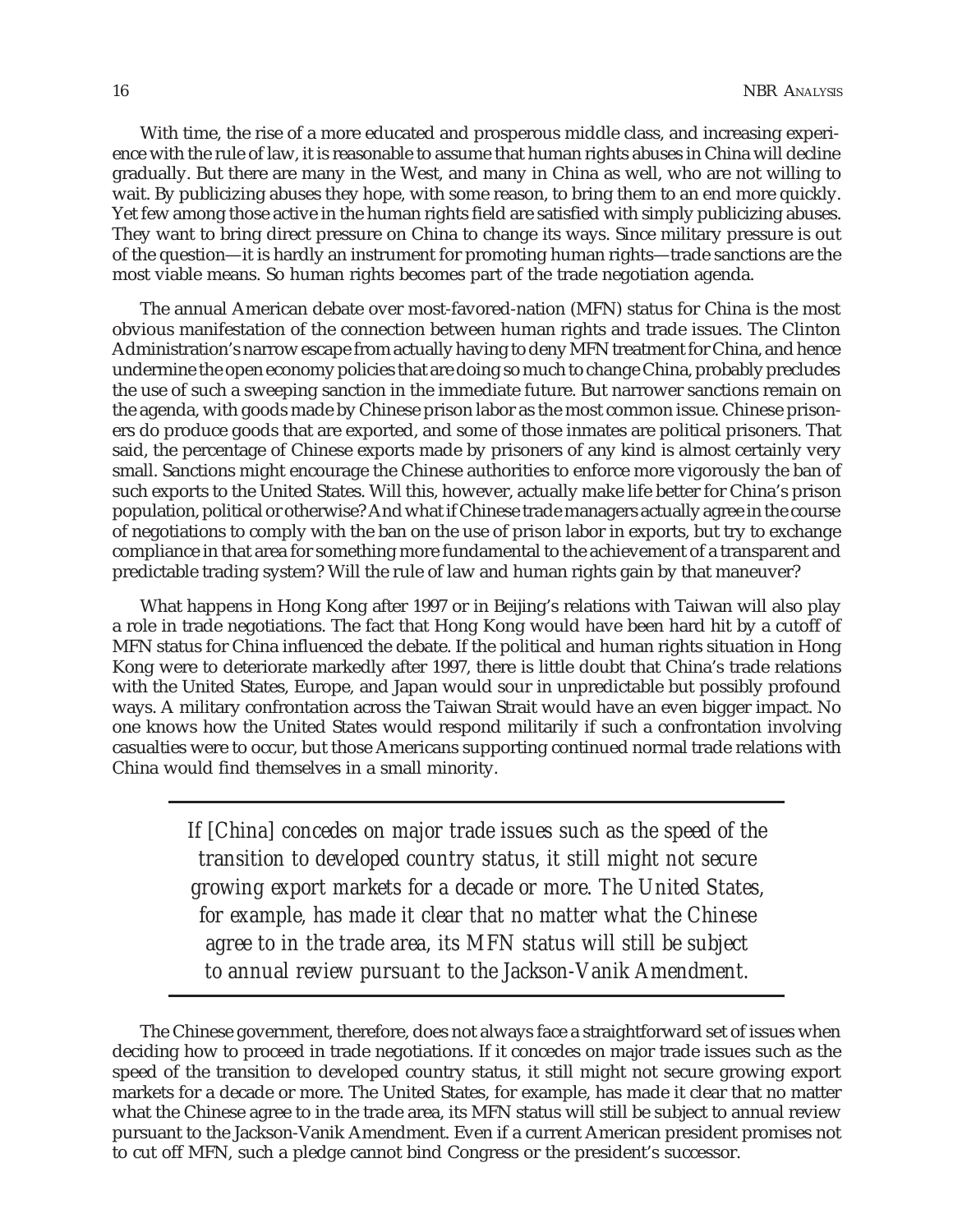With time, the rise of a more educated and prosperous middle class, and increasing experience with the rule of law, it is reasonable to assume that human rights abuses in China will decline gradually. But there are many in the West, and many in China as well, who are not willing to wait. By publicizing abuses they hope, with some reason, to bring them to an end more quickly. Yet few among those active in the human rights field are satisfied with simply publicizing abuses. They want to bring direct pressure on China to change its ways. Since military pressure is out of the question—it is hardly an instrument for promoting human rights—trade sanctions are the most viable means. So human rights becomes part of the trade negotiation agenda.

The annual American debate over most-favored-nation (MFN) status for China is the most obvious manifestation of the connection between human rights and trade issues. The Clinton Administration's narrow escape from actually having to deny MFN treatment for China, and hence undermine the open economy policies that are doing so much to change China, probably precludes the use of such a sweeping sanction in the immediate future. But narrower sanctions remain on the agenda, with goods made by Chinese prison labor as the most common issue. Chinese prisoners do produce goods that are exported, and some of those inmates are political prisoners. That said, the percentage of Chinese exports made by prisoners of any kind is almost certainly very small. Sanctions might encourage the Chinese authorities to enforce more vigorously the ban of such exports to the United States. Will this, however, actually make life better for China's prison population, political or otherwise? And what if Chinese trade managers actually agree in the course of negotiations to comply with the ban on the use of prison labor in exports, but try to exchange compliance in that area for something more fundamental to the achievement of a transparent and predictable trading system? Will the rule of law and human rights gain by that maneuver?

What happens in Hong Kong after 1997 or in Beijing's relations with Taiwan will also play a role in trade negotiations. The fact that Hong Kong would have been hard hit by a cutoff of MFN status for China influenced the debate. If the political and human rights situation in Hong Kong were to deteriorate markedly after 1997, there is little doubt that China's trade relations with the United States, Europe, and Japan would sour in unpredictable but possibly profound ways. A military confrontation across the Taiwan Strait would have an even bigger impact. No one knows how the United States would respond militarily if such a confrontation involving casualties were to occur, but those Americans supporting continued normal trade relations with China would find themselves in a small minority.

> *If [China] concedes on major trade issues such as the speed of the transition to developed country status, it still might not secure growing export markets for a decade or more. The United States, for example, has made it clear that no matter what the Chinese agree to in the trade area, its MFN status will still be subject to annual review pursuant to the Jackson-Vanik Amendment.*

The Chinese government, therefore, does not always face a straightforward set of issues when deciding how to proceed in trade negotiations. If it concedes on major trade issues such as the speed of the transition to developed country status, it still might not secure growing export markets for a decade or more. The United States, for example, has made it clear that no matter what the Chinese agree to in the trade area, its MFN status will still be subject to annual review pursuant to the Jackson-Vanik Amendment. Even if a current American president promises not to cut off MFN, such a pledge cannot bind Congress or the president's successor.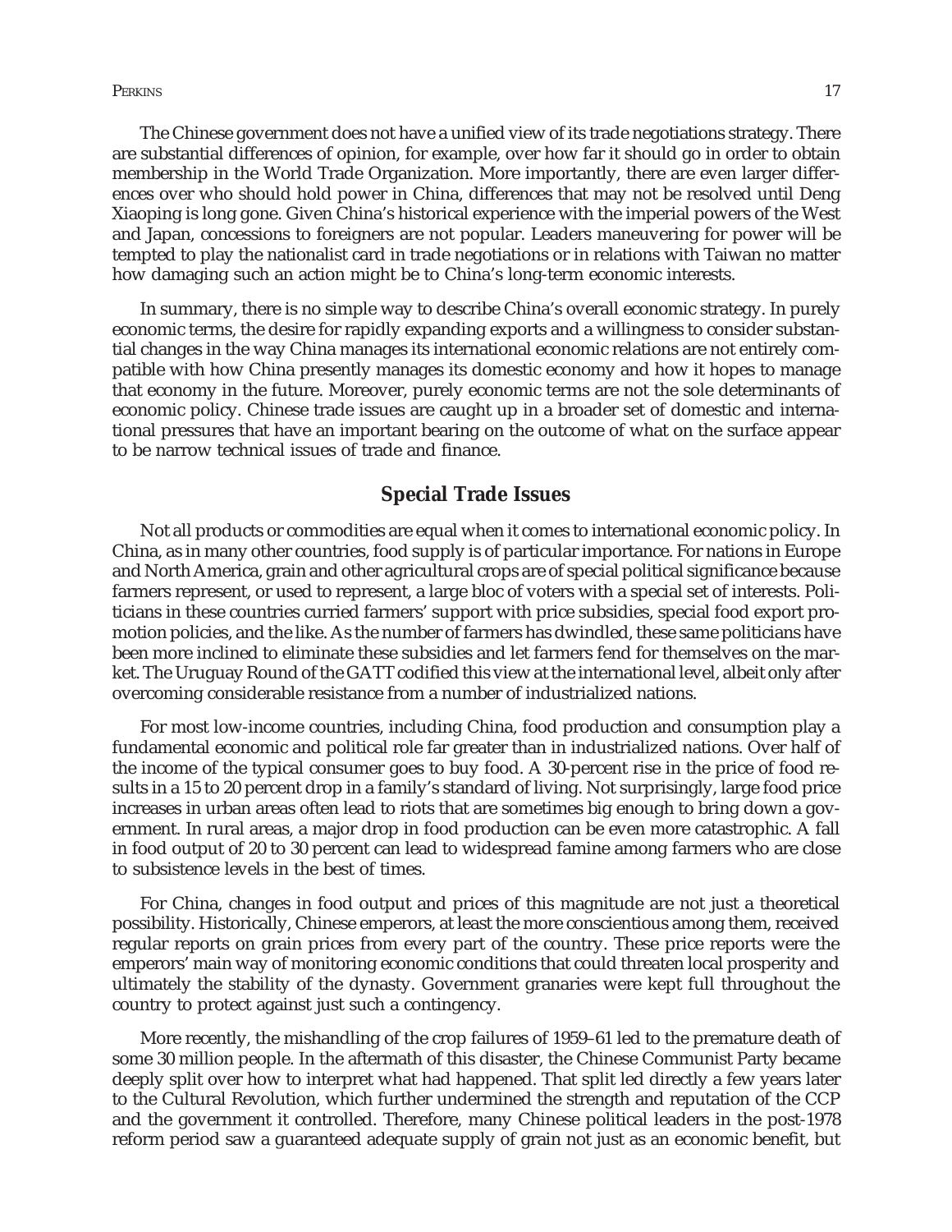The Chinese government does not have a unified view of its trade negotiations strategy. There are substantial differences of opinion, for example, over how far it should go in order to obtain membership in the World Trade Organization. More importantly, there are even larger differences over who should hold power in China, differences that may not be resolved until Deng Xiaoping is long gone. Given China's historical experience with the imperial powers of the West and Japan, concessions to foreigners are not popular. Leaders maneuvering for power will be tempted to play the nationalist card in trade negotiations or in relations with Taiwan no matter how damaging such an action might be to China's long-term economic interests.

In summary, there is no simple way to describe China's overall economic strategy. In purely economic terms, the desire for rapidly expanding exports and a willingness to consider substantial changes in the way China manages its international economic relations are not entirely compatible with how China presently manages its domestic economy and how it hopes to manage that economy in the future. Moreover, purely economic terms are not the sole determinants of economic policy. Chinese trade issues are caught up in a broader set of domestic and international pressures that have an important bearing on the outcome of what on the surface appear to be narrow technical issues of trade and finance.

## Special Trade Issues

Not all products or commodities are equal when it comes to international economic policy. In China, as in many other countries, food supply is of particular importance. For nations in Europe and North America, grain and other agricultural crops are of special political significance because farmers represent, or used to represent, a large bloc of voters with a special set of interests. Politicians in these countries curried farmers' support with price subsidies, special food export promotion policies, and the like. As the number of farmers has dwindled, these same politicians have been more inclined to eliminate these subsidies and let farmers fend for themselves on the market. The Uruguay Round of the GATT codified this view at the international level, albeit only after overcoming considerable resistance from a number of industrialized nations.

For most low-income countries, including China, food production and consumption play a fundamental economic and political role far greater than in industrialized nations. Over half of the income of the typical consumer goes to buy food. A 30-percent rise in the price of food results in a 15 to 20 percent drop in a family's standard of living. Not surprisingly, large food price increases in urban areas often lead to riots that are sometimes big enough to bring down a government. In rural areas, a major drop in food production can be even more catastrophic. A fall in food output of 20 to 30 percent can lead to widespread famine among farmers who are close to subsistence levels in the best of times.

For China, changes in food output and prices of this magnitude are not just a theoretical possibility. Historically, Chinese emperors, at least the more conscientious among them, received regular reports on grain prices from every part of the country. These price reports were the emperors' main way of monitoring economic conditions that could threaten local prosperity and ultimately the stability of the dynasty. Government granaries were kept full throughout the country to protect against just such a contingency.

More recently, the mishandling of the crop failures of 1959–61 led to the premature death of some 30 million people. In the aftermath of this disaster, the Chinese Communist Party became deeply split over how to interpret what had happened. That split led directly a few years later to the Cultural Revolution, which further undermined the strength and reputation of the CCP and the government it controlled. Therefore, many Chinese political leaders in the post-1978 reform period saw a guaranteed adequate supply of grain not just as an economic benefit, but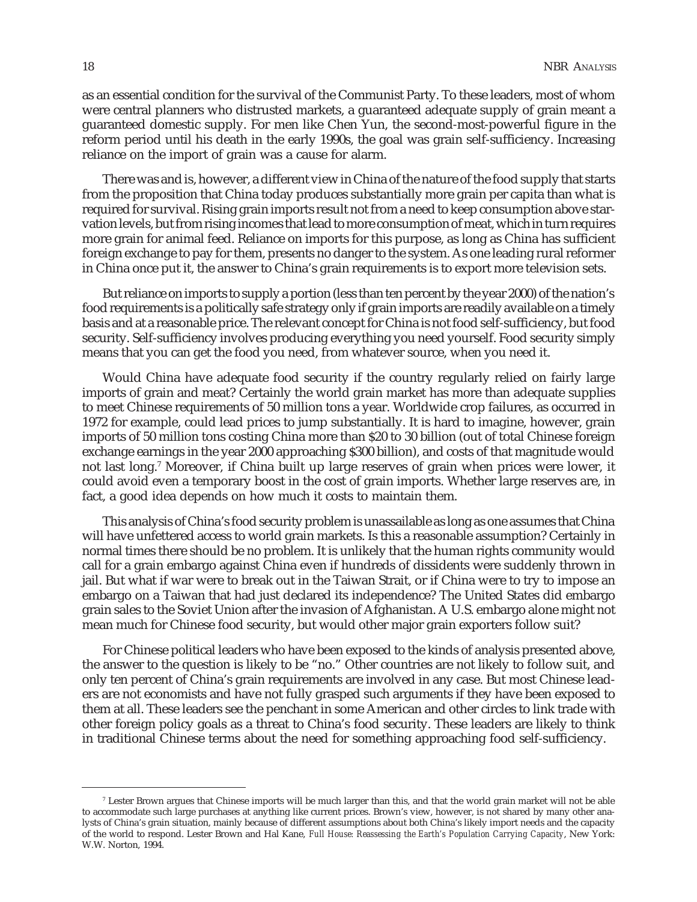as an essential condition for the survival of the Communist Party. To these leaders, most of whom were central planners who distrusted markets, a guaranteed adequate supply of grain meant a guaranteed domestic supply. For men like Chen Yun, the second-most-powerful figure in the reform period until his death in the early 1990s, the goal was grain self-sufficiency. Increasing reliance on the import of grain was a cause for alarm.

There was and is, however, a different view in China of the nature of the food supply that starts from the proposition that China today produces substantially more grain per capita than what is required for survival. Rising grain imports result not from a need to keep consumption above starvation levels, but from rising incomes that lead to more consumption of meat, which in turn requires more grain for animal feed. Reliance on imports for this purpose, as long as China has sufficient foreign exchange to pay for them, presents no danger to the system. As one leading rural reformer in China once put it, the answer to China's grain requirements is to export more television sets.

But reliance on imports to supply a portion (less than ten percent by the year 2000) of the nation's food requirements is a politically safe strategy only if grain imports are readily available on a timely basis and at a reasonable price. The relevant concept for China is not food self-sufficiency, but food security. Self-sufficiency involves producing everything you need yourself. Food security simply means that you can get the food you need, from whatever source, when you need it.

Would China have adequate food security if the country regularly relied on fairly large imports of grain and meat? Certainly the world grain market has more than adequate supplies to meet Chinese requirements of 50 million tons a year. Worldwide crop failures, as occurred in 1972 for example, could lead prices to jump substantially. It is hard to imagine, however, grain imports of 50 million tons costing China more than \$20 to 30 billion (out of total Chinese foreign exchange earnings in the year 2000 approaching \$300 billion), and costs of that magnitude would not last long.[7] Moreover, if China built up large reserves of grain when prices were lower, it could avoid even a temporary boost in the cost of grain imports. Whether large reserves are, in fact, a good idea depends on how much it costs to maintain them.

This analysis of China's food security problem is unassailable as long as one assumes that China will have unfettered access to world grain markets. Is this a reasonable assumption? Certainly in normal times there should be no problem. It is unlikely that the human rights community would call for a grain embargo against China even if hundreds of dissidents were suddenly thrown in jail. But what if war were to break out in the Taiwan Strait, or if China were to try to impose an embargo on a Taiwan that had just declared its independence? The United States did embargo grain sales to the Soviet Union after the invasion of Afghanistan. A U.S. embargo alone might not mean much for Chinese food security, but would other major grain exporters follow suit?

For Chinese political leaders who have been exposed to the kinds of analysis presented above, the answer to the question is likely to be "no." Other countries are not likely to follow suit, and only ten percent of China's grain requirements are involved in any case. But most Chinese leaders are not economists and have not fully grasped such arguments if they have been exposed to them at all. These leaders see the penchant in some American and other circles to link trade with other foreign policy goals as a threat to China's food security. These leaders are likely to think in traditional Chinese terms about the need for something approaching food self-sufficiency.

---

[7] Lester Brown argues that Chinese imports will be much larger than this, and that the world grain market will not be able to accommodate such large purchases at anything like current prices. Brown's view, however, is not shared by many other analysts of China's grain situation, mainly because of different assumptions about both China's likely import needs and the capacity of the world to respond. Lester Brown and Hal Kane, *Full House: Reassessing the Earth's Population Carrying Capacity*, New York: W.W. Norton, 1994.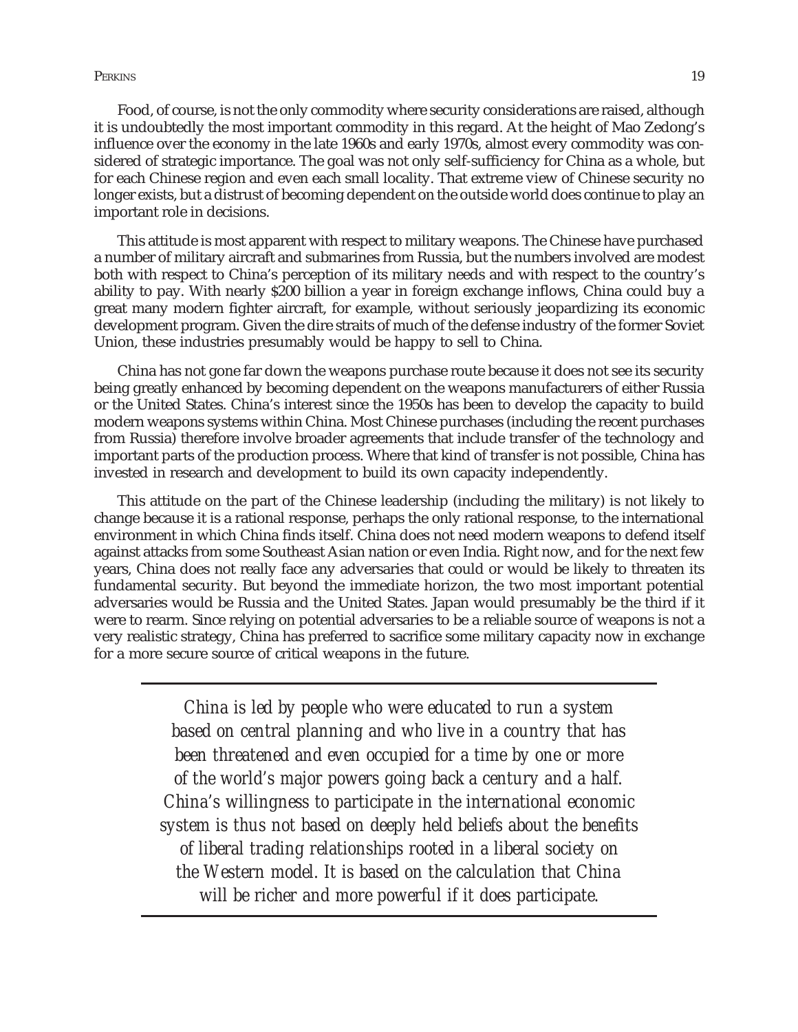Food, of course, is not the only commodity where security considerations are raised, although it is undoubtedly the most important commodity in this regard. At the height of Mao Zedong's influence over the economy in the late 1960s and early 1970s, almost every commodity was considered of strategic importance. The goal was not only self-sufficiency for China as a whole, but for each Chinese region and even each small locality. That extreme view of Chinese security no longer exists, but a distrust of becoming dependent on the outside world does continue to play an important role in decisions.

This attitude is most apparent with respect to military weapons. The Chinese have purchased a number of military aircraft and submarines from Russia, but the numbers involved are modest both with respect to China's perception of its military needs and with respect to the country's ability to pay. With nearly $200 billion a year in foreign exchange inflows, China could buy a great many modern fighter aircraft, for example, without seriously jeopardizing its economic development program. Given the dire straits of much of the defense industry of the former Soviet Union, these industries presumably would be happy to sell to China.

China has not gone far down the weapons purchase route because it does not see its security being greatly enhanced by becoming dependent on the weapons manufacturers of either Russia or the United States. China's interest since the 1950s has been to develop the capacity to build modern weapons systems within China. Most Chinese purchases (including the recent purchases from Russia) therefore involve broader agreements that include transfer of the technology and important parts of the production process. Where that kind of transfer is not possible, China has invested in research and development to build its own capacity independently.

This attitude on the part of the Chinese leadership (including the military) is not likely to change because it is a rational response, perhaps the only rational response, to the international environment in which China finds itself. China does not need modern weapons to defend itself against attacks from some Southeast Asian nation or even India. Right now, and for the next few years, China does not really face any adversaries that could or would be likely to threaten its fundamental security. But beyond the immediate horizon, the two most important potential adversaries would be Russia and the United States. Japan would presumably be the third if it were to rearm. Since relying on potential adversaries to be a reliable source of weapons is not a very realistic strategy, China has preferred to sacrifice some military capacity now in exchange for a more secure source of critical weapons in the future.

---

*China is led by people who were educated to run a system based on central planning and who live in a country that has been threatened and even occupied for a time by one or more of the world's major powers going back a century and a half. China's willingness to participate in the international economic system is thus not based on deeply held beliefs about the benefits of liberal trading relationships rooted in a liberal society on the Western model. It is based on the calculation that China will be richer and more powerful if it does participate.*

---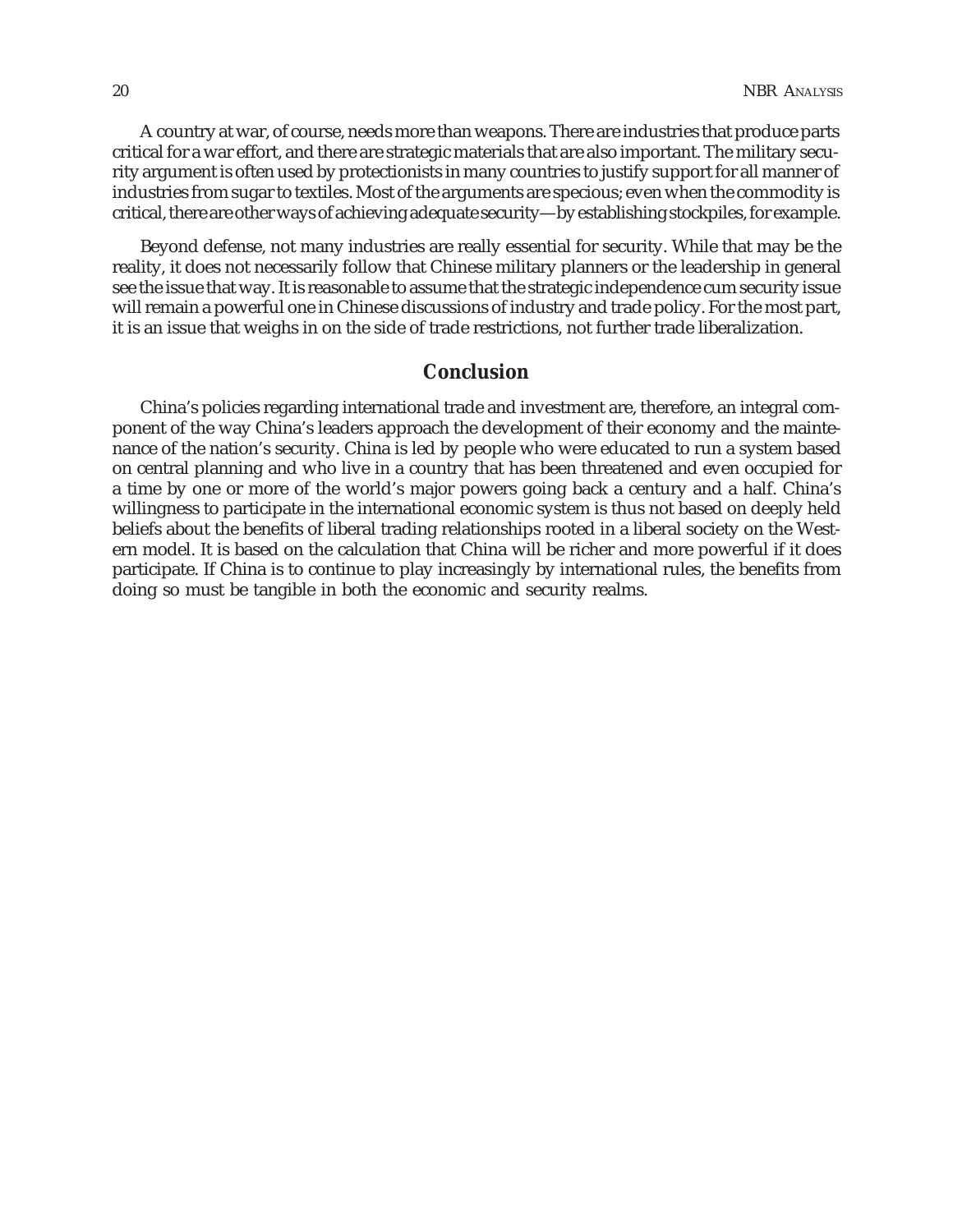A country at war, of course, needs more than weapons. There are industries that produce parts critical for a war effort, and there are strategic materials that are also important. The military security argument is often used by protectionists in many countries to justify support for all manner of industries from sugar to textiles. Most of the arguments are specious; even when the commodity is critical, there are other ways of achieving adequate security—by establishing stockpiles, for example.

Beyond defense, not many industries are really essential for security. While that may be the reality, it does not necessarily follow that Chinese military planners or the leadership in general see the issue that way. It is reasonable to assume that the strategic independence cum security issue will remain a powerful one in Chinese discussions of industry and trade policy. For the most part, it is an issue that weighs in on the side of trade restrictions, not further trade liberalization.

## Conclusion

China's policies regarding international trade and investment are, therefore, an integral component of the way China's leaders approach the development of their economy and the maintenance of the nation's security. China is led by people who were educated to run a system based on central planning and who live in a country that has been threatened and even occupied for a time by one or more of the world's major powers going back a century and a half. China's willingness to participate in the international economic system is thus not based on deeply held beliefs about the benefits of liberal trading relationships rooted in a liberal society on the Western model. It is based on the calculation that China will be richer and more powerful if it does participate. If China is to continue to play increasingly by international rules, the benefits from doing so must be tangible in both the economic and security realms.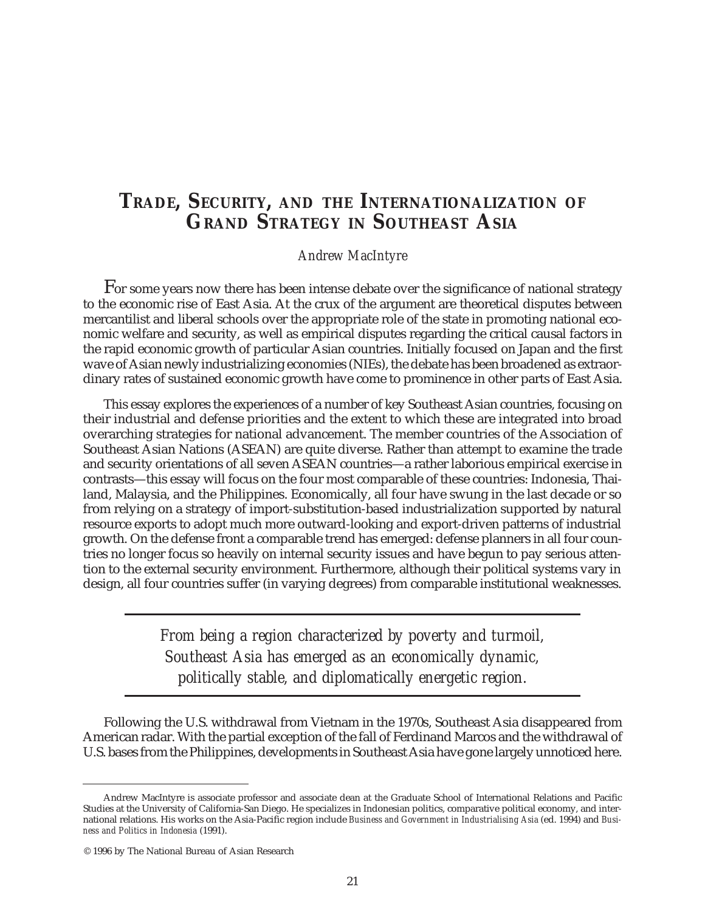# TRADE, SECURITY, AND THE INTERNATIONALIZATION OF GRAND STRATEGY IN SOUTHEAST ASIA

*Andrew MacIntyre*

For some years now there has been intense debate over the significance of national strategy to the economic rise of East Asia. At the crux of the argument are theoretical disputes between mercantilist and liberal schools over the appropriate role of the state in promoting national economic welfare and security, as well as empirical disputes regarding the critical causal factors in the rapid economic growth of particular Asian countries. Initially focused on Japan and the first wave of Asian newly industrializing economies (NIEs), the debate has been broadened as extraordinary rates of sustained economic growth have come to prominence in other parts of East Asia.

This essay explores the experiences of a number of key Southeast Asian countries, focusing on their industrial and defense priorities and the extent to which these are integrated into broad overarching strategies for national advancement. The member countries of the Association of Southeast Asian Nations (ASEAN) are quite diverse. Rather than attempt to examine the trade and security orientations of all seven ASEAN countries—a rather laborious empirical exercise in contrasts—this essay will focus on the four most comparable of these countries: Indonesia, Thailand, Malaysia, and the Philippines. Economically, all four have swung in the last decade or so from relying on a strategy of import-substitution-based industrialization supported by natural resource exports to adopt much more outward-looking and export-driven patterns of industrial growth. On the defense front a comparable trend has emerged: defense planners in all four countries no longer focus so heavily on internal security issues and have begun to pay serious attention to the external security environment. Furthermore, although their political systems vary in design, all four countries suffer (in varying degrees) from comparable institutional weaknesses.

> *From being a region characterized by poverty and turmoil, Southeast Asia has emerged as an economically dynamic, politically stable, and diplomatically energetic region.*

Following the U.S. withdrawal from Vietnam in the 1970s, Southeast Asia disappeared from American radar. With the partial exception of the fall of Ferdinand Marcos and the withdrawal of U.S. bases from the Philippines, developments in Southeast Asia have gone largely unnoticed here.

---

Andrew MacIntyre is associate professor and associate dean at the Graduate School of International Relations and Pacific Studies at the University of California-San Diego. He specializes in Indonesian politics, comparative political economy, and international relations. His works on the Asia-Pacific region include *Business and Government in Industrialising Asia* (ed. 1994) and *Business and Politics in Indonesia* (1991).

© 1996 by The National Bureau of Asian Research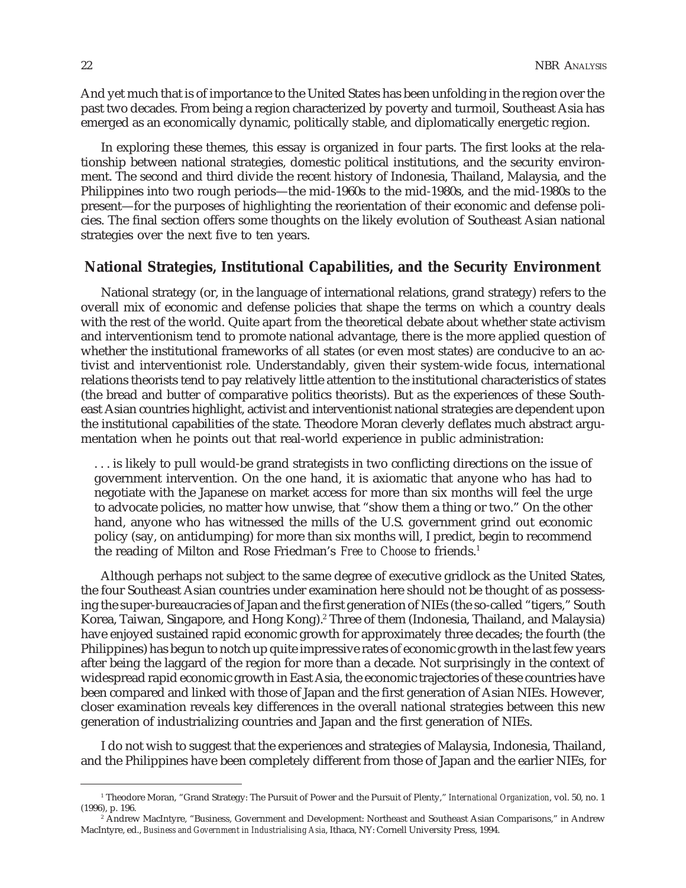And yet much that is of importance to the United States has been unfolding in the region over the past two decades. From being a region characterized by poverty and turmoil, Southeast Asia has emerged as an economically dynamic, politically stable, and diplomatically energetic region.

In exploring these themes, this essay is organized in four parts. The first looks at the relationship between national strategies, domestic political institutions, and the security environment. The second and third divide the recent history of Indonesia, Thailand, Malaysia, and the Philippines into two rough periods—the mid-1960s to the mid-1980s, and the mid-1980s to the present—for the purposes of highlighting the reorientation of their economic and defense policies. The final section offers some thoughts on the likely evolution of Southeast Asian national strategies over the next five to ten years.

## National Strategies, Institutional Capabilities, and the Security Environment

National strategy (or, in the language of international relations, grand strategy) refers to the overall mix of economic and defense policies that shape the terms on which a country deals with the rest of the world. Quite apart from the theoretical debate about whether state activism and interventionism tend to promote national advantage, there is the more applied question of whether the institutional frameworks of all states (or even most states) are conducive to an activist and interventionist role. Understandably, given their system-wide focus, international relations theorists tend to pay relatively little attention to the institutional characteristics of states (the bread and butter of comparative politics theorists). But as the experiences of these Southeast Asian countries highlight, activist and interventionist national strategies are dependent upon the institutional capabilities of the state. Theodore Moran cleverly deflates much abstract argumentation when he points out that real-world experience in public administration:

> . . . is likely to pull would-be grand strategists in two conflicting directions on the issue of government intervention. On the one hand, it is axiomatic that anyone who has had to negotiate with the Japanese on market access for more than six months will feel the urge to advocate policies, no matter how unwise, that "show them a thing or two." On the other hand, anyone who has witnessed the mills of the U.S. government grind out economic policy (say, on antidumping) for more than six months will, I predict, begin to recommend the reading of Milton and Rose Friedman's *Free to Choose* to friends.[1]

Although perhaps not subject to the same degree of executive gridlock as the United States, the four Southeast Asian countries under examination here should not be thought of as possessing the super-bureaucracies of Japan and the first generation of NIEs (the so-called "tigers," South Korea, Taiwan, Singapore, and Hong Kong).[2] Three of them (Indonesia, Thailand, and Malaysia) have enjoyed sustained rapid economic growth for approximately three decades; the fourth (the Philippines) has begun to notch up quite impressive rates of economic growth in the last few years after being the laggard of the region for more than a decade. Not surprisingly in the context of widespread rapid economic growth in East Asia, the economic trajectories of these countries have been compared and linked with those of Japan and the first generation of Asian NIEs. However, closer examination reveals key differences in the overall national strategies between this new generation of industrializing countries and Japan and the first generation of NIEs.

I do not wish to suggest that the experiences and strategies of Malaysia, Indonesia, Thailand, and the Philippines have been completely different from those of Japan and the earlier NIEs, for

---

[1] Theodore Moran, "Grand Strategy: The Pursuit of Power and the Pursuit of Plenty," *International Organization*, vol. 50, no. 1 (1996), p. 196.

[2] Andrew MacIntyre, "Business, Government and Development: Northeast and Southeast Asian Comparisons," in Andrew MacIntyre, ed., *Business and Government in Industrialising Asia*, Ithaca, NY: Cornell University Press, 1994.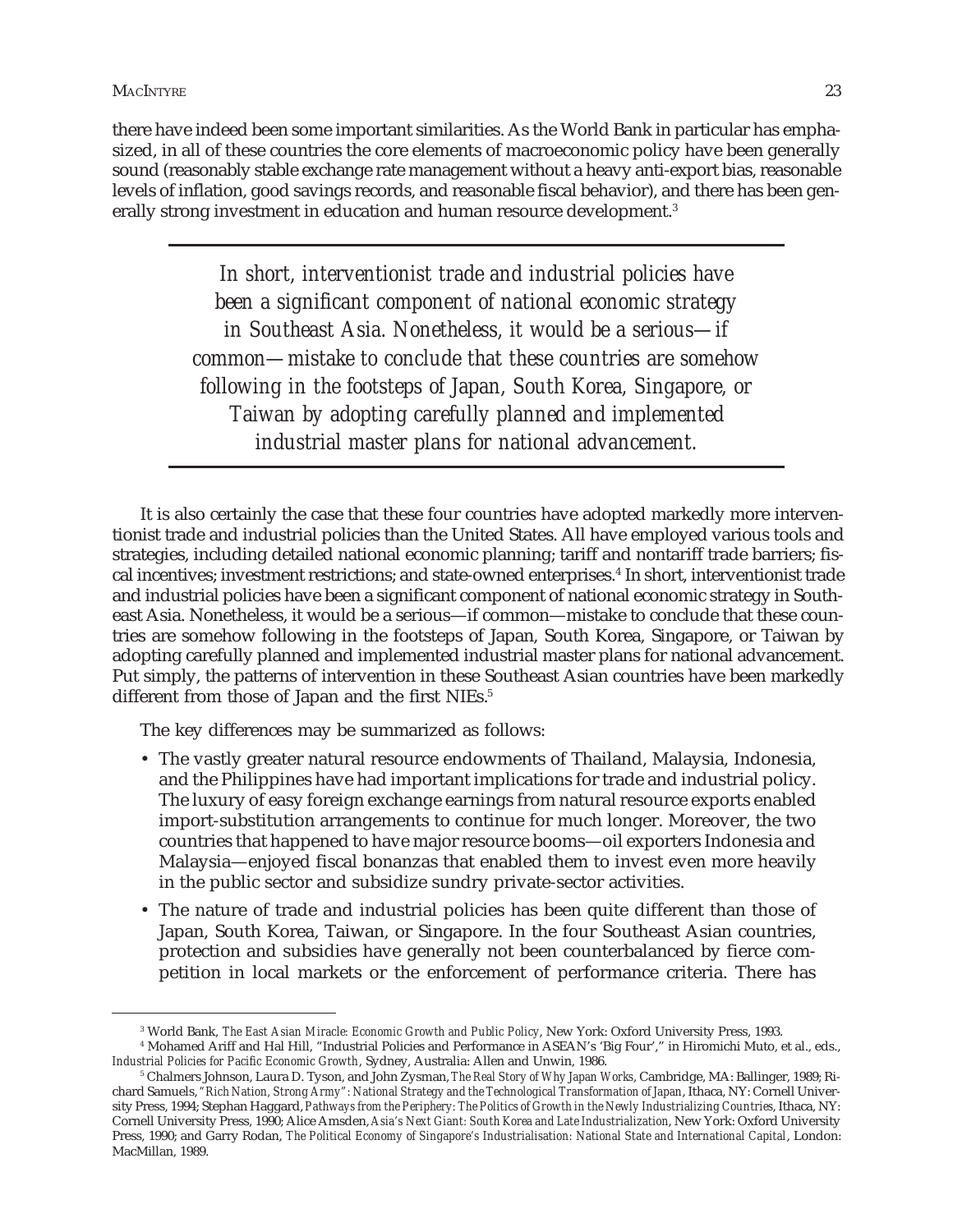there have indeed been some important similarities. As the World Bank in particular has emphasized, in all of these countries the core elements of macroeconomic policy have been generally sound (reasonably stable exchange rate management without a heavy anti-export bias, reasonable levels of inflation, good savings records, and reasonable fiscal behavior), and there has been generally strong investment in education and human resource development.[3]

> *In short, interventionist trade and industrial policies have been a significant component of national economic strategy in Southeast Asia. Nonetheless, it would be a serious—if common—mistake to conclude that these countries are somehow following in the footsteps of Japan, South Korea, Singapore, or Taiwan by adopting carefully planned and implemented industrial master plans for national advancement.*

It is also certainly the case that these four countries have adopted markedly more interventionist trade and industrial policies than the United States. All have employed various tools and strategies, including detailed national economic planning; tariff and nontariff trade barriers; fiscal incentives; investment restrictions; and state-owned enterprises.[4] In short, interventionist trade and industrial policies have been a significant component of national economic strategy in Southeast Asia. Nonetheless, it would be a serious—if common—mistake to conclude that these countries are somehow following in the footsteps of Japan, South Korea, Singapore, or Taiwan by adopting carefully planned and implemented industrial master plans for national advancement. Put simply, the patterns of intervention in these Southeast Asian countries have been markedly different from those of Japan and the first NIEs.[5]

The key differences may be summarized as follows:

- The vastly greater natural resource endowments of Thailand, Malaysia, Indonesia, and the Philippines have had important implications for trade and industrial policy. The luxury of easy foreign exchange earnings from natural resource exports enabled import-substitution arrangements to continue for much longer. Moreover, the two countries that happened to have major resource booms—oil exporters Indonesia and Malaysia—enjoyed fiscal bonanzas that enabled them to invest even more heavily in the public sector and subsidize sundry private-sector activities.
- The nature of trade and industrial policies has been quite different than those of Japan, South Korea, Taiwan, or Singapore. In the four Southeast Asian countries, protection and subsidies have generally not been counterbalanced by fierce competition in local markets or the enforcement of performance criteria. There has

---

[3] World Bank, *The East Asian Miracle: Economic Growth and Public Policy*, New York: Oxford University Press, 1993.

[4] Mohamed Ariff and Hal Hill, "Industrial Policies and Performance in ASEAN's 'Big Four'," in Hiromichi Muto, et al., eds., *Industrial Policies for Pacific Economic Growth*, Sydney, Australia: Allen and Unwin, 1986.

[5] Chalmers Johnson, Laura D. Tyson, and John Zysman, *The Real Story of Why Japan Works*, Cambridge, MA: Ballinger, 1989; Richard Samuels, *"Rich Nation, Strong Army": National Strategy and the Technological Transformation of Japan*, Ithaca, NY: Cornell University Press, 1994; Stephan Haggard, *Pathways from the Periphery: The Politics of Growth in the Newly Industrializing Countries*, Ithaca, NY: Cornell University Press, 1990; Alice Amsden, *Asia's Next Giant: South Korea and Late Industrialization*, New York: Oxford University Press, 1990; and Garry Rodan, *The Political Economy of Singapore's Industrialisation: National State and International Capital*, London: MacMillan, 1989.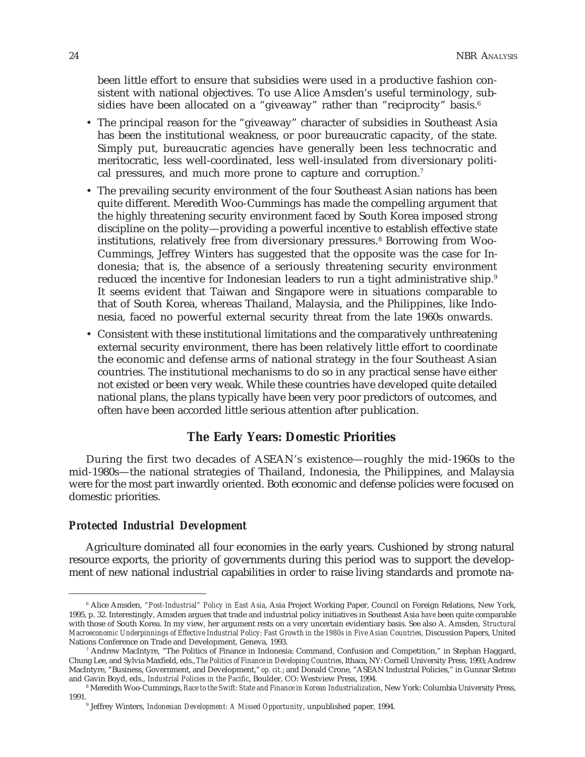been little effort to ensure that subsidies were used in a productive fashion consistent with national objectives. To use Alice Amsden's useful terminology, subsidies have been allocated on a "giveaway" rather than "reciprocity" basis.[6]

- The principal reason for the "giveaway" character of subsidies in Southeast Asia has been the institutional weakness, or poor bureaucratic capacity, of the state. Simply put, bureaucratic agencies have generally been less technocratic and meritocratic, less well-coordinated, less well-insulated from diversionary political pressures, and much more prone to capture and corruption.[7]
- The prevailing security environment of the four Southeast Asian nations has been quite different. Meredith Woo-Cummings has made the compelling argument that the highly threatening security environment faced by South Korea imposed strong discipline on the polity—providing a powerful incentive to establish effective state institutions, relatively free from diversionary pressures.[8] Borrowing from Woo-Cummings, Jeffrey Winters has suggested that the opposite was the case for Indonesia; that is, the absence of a seriously threatening security environment reduced the incentive for Indonesian leaders to run a tight administrative ship.[9] It seems evident that Taiwan and Singapore were in situations comparable to that of South Korea, whereas Thailand, Malaysia, and the Philippines, like Indonesia, faced no powerful external security threat from the late 1960s onwards.
- Consistent with these institutional limitations and the comparatively unthreatening external security environment, there has been relatively little effort to coordinate the economic and defense arms of national strategy in the four Southeast Asian countries. The institutional mechanisms to do so in any practical sense have either not existed or been very weak. While these countries have developed quite detailed national plans, the plans typically have been very poor predictors of outcomes, and often have been accorded little serious attention after publication.

## The Early Years: Domestic Priorities

During the first two decades of ASEAN's existence—roughly the mid-1960s to the mid-1980s—the national strategies of Thailand, Indonesia, the Philippines, and Malaysia were for the most part inwardly oriented. Both economic and defense policies were focused on domestic priorities.

### *Protected Industrial Development*

Agriculture dominated all four economies in the early years. Cushioned by strong natural resource exports, the priority of governments during this period was to support the development of new national industrial capabilities in order to raise living standards and promote na-

---

[6] Alice Amsden, *"Post-Industrial" Policy in East Asia*, Asia Project Working Paper, Council on Foreign Relations, New York, 1995, p. 32. Interestingly, Amsden argues that trade and industrial policy initiatives in Southeast Asia *have* been quite comparable with those of South Korea. In my view, her argument rests on a very uncertain evidentiary basis. See also A. Amsden, *Structural Macroeconomic Underpinnings of Effective Industrial Policy: Fast Growth in the 1980s in Five Asian Countries*, Discussion Papers, United Nations Conference on Trade and Development, Geneva, 1993.

[7] Andrew MacIntyre, "The Politics of Finance in Indonesia: Command, Confusion and Competition," in Stephan Haggard, Chung Lee, and Sylvia Maxfield, eds., *The Politics of Finance in Developing Countries*, Ithaca, NY: Cornell University Press, 1993; Andrew MacIntyre, "Business, Government, and Development," *op. cit.*; and Donald Crone, "ASEAN Industrial Policies," in Gunnar Sletmo and Gavin Boyd, eds., *Industrial Policies in the Pacific*, Boulder, CO: Westview Press, 1994.

[8] Meredith Woo-Cummings, *Race to the Swift: State and Finance in Korean Industrialization*, New York: Columbia University Press, 1991.

[9] Jeffrey Winters, *Indonesian Development: A Missed Opportunity*, unpublished paper, 1994.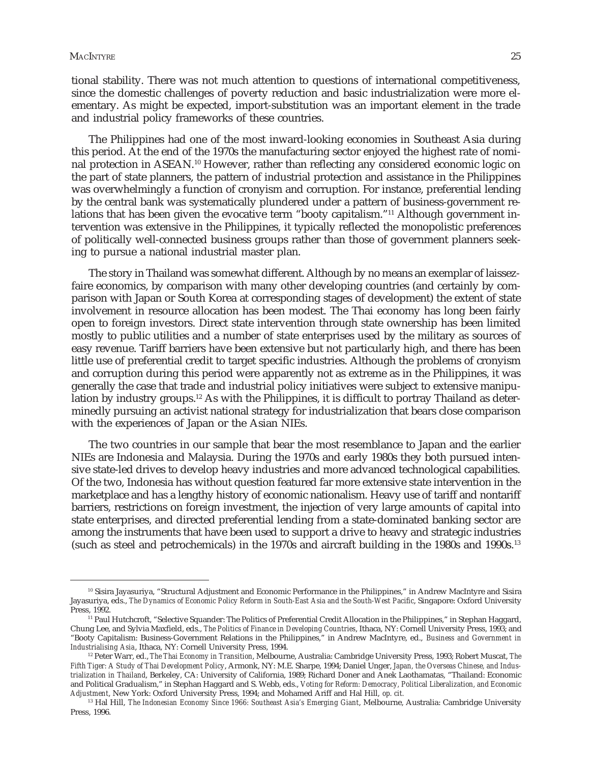tional stability. There was not much attention to questions of international competitiveness, since the domestic challenges of poverty reduction and basic industrialization were more elementary. As might be expected, import-substitution was an important element in the trade and industrial policy frameworks of these countries.

The Philippines had one of the most inward-looking economies in Southeast Asia during this period. At the end of the 1970s the manufacturing sector enjoyed the highest rate of nominal protection in ASEAN.[10] However, rather than reflecting any considered economic logic on the part of state planners, the pattern of industrial protection and assistance in the Philippines was overwhelmingly a function of cronyism and corruption. For instance, preferential lending by the central bank was systematically plundered under a pattern of business-government relations that has been given the evocative term "booty capitalism."[11] Although government intervention was extensive in the Philippines, it typically reflected the monopolistic preferences of politically well-connected business groups rather than those of government planners seeking to pursue a national industrial master plan.

The story in Thailand was somewhat different. Although by no means an exemplar of laissez-faire economics, by comparison with many other developing countries (and certainly by comparison with Japan or South Korea at corresponding stages of development) the extent of state involvement in resource allocation has been modest. The Thai economy has long been fairly open to foreign investors. Direct state intervention through state ownership has been limited mostly to public utilities and a number of state enterprises used by the military as sources of easy revenue. Tariff barriers have been extensive but not particularly high, and there has been little use of preferential credit to target specific industries. Although the problems of cronyism and corruption during this period were apparently not as extreme as in the Philippines, it was generally the case that trade and industrial policy initiatives were subject to extensive manipulation by industry groups.[12] As with the Philippines, it is difficult to portray Thailand as determinedly pursuing an activist national strategy for industrialization that bears close comparison with the experiences of Japan or the Asian NIEs.

The two countries in our sample that bear the most resemblance to Japan and the earlier NIEs are Indonesia and Malaysia. During the 1970s and early 1980s they both pursued intensive state-led drives to develop heavy industries and more advanced technological capabilities. Of the two, Indonesia has without question featured far more extensive state intervention in the marketplace and has a lengthy history of economic nationalism. Heavy use of tariff and nontariff barriers, restrictions on foreign investment, the injection of very large amounts of capital into state enterprises, and directed preferential lending from a state-dominated banking sector are among the instruments that have been used to support a drive to heavy and strategic industries (such as steel and petrochemicals) in the 1970s and aircraft building in the 1980s and 1990s.[13]

---

[10] Sisira Jayasuriya, "Structural Adjustment and Economic Performance in the Philippines," in Andrew MacIntyre and Sisira Jayasuriya, eds., *The Dynamics of Economic Policy Reform in South-East Asia and the South-West Pacific*, Singapore: Oxford University Press, 1992.

[11] Paul Hutchcroft, "Selective Squander: The Politics of Preferential Credit Allocation in the Philippines," in Stephan Haggard, Chung Lee, and Sylvia Maxfield, eds., *The Politics of Finance in Developing Countries*, Ithaca, NY: Cornell University Press, 1993; and "Booty Capitalism: Business-Government Relations in the Philippines," in Andrew MacIntyre, ed., *Business and Government in Industrialising Asia*, Ithaca, NY: Cornell University Press, 1994.

[12] Peter Warr, ed., *The Thai Economy in Transition*, Melbourne, Australia: Cambridge University Press, 1993; Robert Muscat, *The Fifth Tiger: A Study of Thai Development Policy*, Armonk, NY: M.E. Sharpe, 1994; Daniel Unger, *Japan, the Overseas Chinese, and Industrialization in Thailand*, Berkeley, CA: University of California, 1989; Richard Doner and Anek Laothamatas, "Thailand: Economic and Political Gradualism," in Stephan Haggard and S. Webb, eds., *Voting for Reform: Democracy, Political Liberalization, and Economic Adjustment*, New York: Oxford University Press, 1994; and Mohamed Ariff and Hal Hill, *op. cit.*

[13] Hal Hill, *The Indonesian Economy Since 1966: Southeast Asia's Emerging Giant*, Melbourne, Australia: Cambridge University Press, 1996.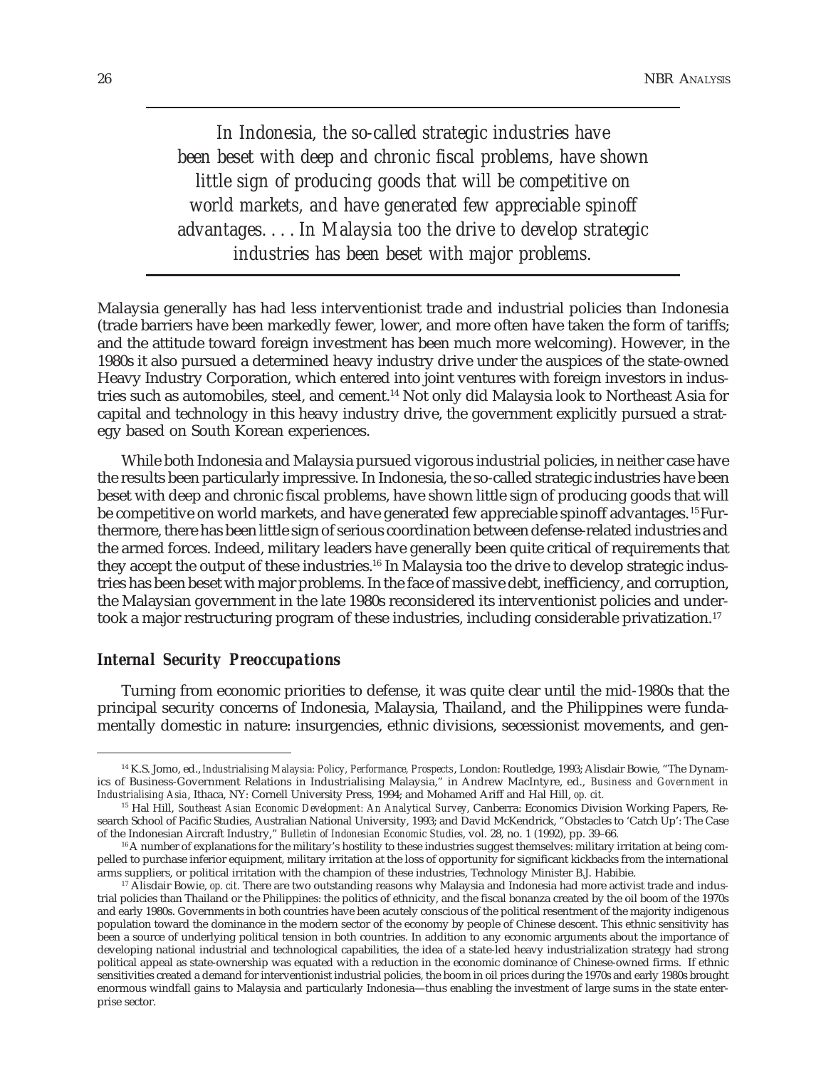> *In Indonesia, the so-called strategic industries have been beset with deep and chronic fiscal problems, have shown little sign of producing goods that will be competitive on world markets, and have generated few appreciable spinoff advantages. . . . In Malaysia too the drive to develop strategic industries has been beset with major problems.*

Malaysia generally has had less interventionist trade and industrial policies than Indonesia (trade barriers have been markedly fewer, lower, and more often have taken the form of tariffs; and the attitude toward foreign investment has been much more welcoming). However, in the 1980s it also pursued a determined heavy industry drive under the auspices of the state-owned Heavy Industry Corporation, which entered into joint ventures with foreign investors in industries such as automobiles, steel, and cement.[14] Not only did Malaysia look to Northeast Asia for capital and technology in this heavy industry drive, the government explicitly pursued a strategy based on South Korean experiences.

While both Indonesia and Malaysia pursued vigorous industrial policies, in neither case have the results been particularly impressive. In Indonesia, the so-called strategic industries have been beset with deep and chronic fiscal problems, have shown little sign of producing goods that will be competitive on world markets, and have generated few appreciable spinoff advantages.[15] Furthermore, there has been little sign of serious coordination between defense-related industries and the armed forces. Indeed, military leaders have generally been quite critical of requirements that they accept the output of these industries.[16] In Malaysia too the drive to develop strategic industries has been beset with major problems. In the face of massive debt, inefficiency, and corruption, the Malaysian government in the late 1980s reconsidered its interventionist policies and undertook a major restructuring program of these industries, including considerable privatization.[17]

### *Internal Security Preoccupations*

Turning from economic priorities to defense, it was quite clear until the mid-1980s that the principal security concerns of Indonesia, Malaysia, Thailand, and the Philippines were fundamentally domestic in nature: insurgencies, ethnic divisions, secessionist movements, and gen-

---

[14] K.S. Jomo, ed., *Industrialising Malaysia: Policy, Performance, Prospects*, London: Routledge, 1993; Alisdair Bowie, "The Dynamics of Business-Government Relations in Industrialising Malaysia," in Andrew MacIntyre, ed., *Business and Government in Industrialising Asia*, Ithaca, NY: Cornell University Press, 1994; and Mohamed Ariff and Hal Hill, *op. cit.*

[15] Hal Hill, *Southeast Asian Economic Development: An Analytical Survey*, Canberra: Economics Division Working Papers, Research School of Pacific Studies, Australian National University, 1993; and David McKendrick, "Obstacles to 'Catch Up': The Case of the Indonesian Aircraft Industry," *Bulletin of Indonesian Economic Studies*, vol. 28, no. 1 (1992), pp. 39–66.

[16] A number of explanations for the military's hostility to these industries suggest themselves: military irritation at being compelled to purchase inferior equipment, military irritation at the loss of opportunity for significant kickbacks from the international arms suppliers, or political irritation with the champion of these industries, Technology Minister B.J. Habibie.

[17] Alisdair Bowie, *op. cit.* There are two outstanding reasons why Malaysia and Indonesia had more activist trade and industrial policies than Thailand or the Philippines: the politics of ethnicity, and the fiscal bonanza created by the oil boom of the 1970s and early 1980s. Governments in both countries have been acutely conscious of the political resentment of the majority indigenous population toward the dominance in the modern sector of the economy by people of Chinese descent. This ethnic sensitivity has been a source of underlying political tension in both countries. In addition to any economic arguments about the importance of developing national industrial and technological capabilities, the idea of a state-led heavy industrialization strategy had strong political appeal as state-ownership was equated with a reduction in the economic dominance of Chinese-owned firms. If ethnic sensitivities created a demand for interventionist industrial policies, the boom in oil prices during the 1970s and early 1980s brought enormous windfall gains to Malaysia and particularly Indonesia—thus enabling the investment of large sums in the state enterprise sector.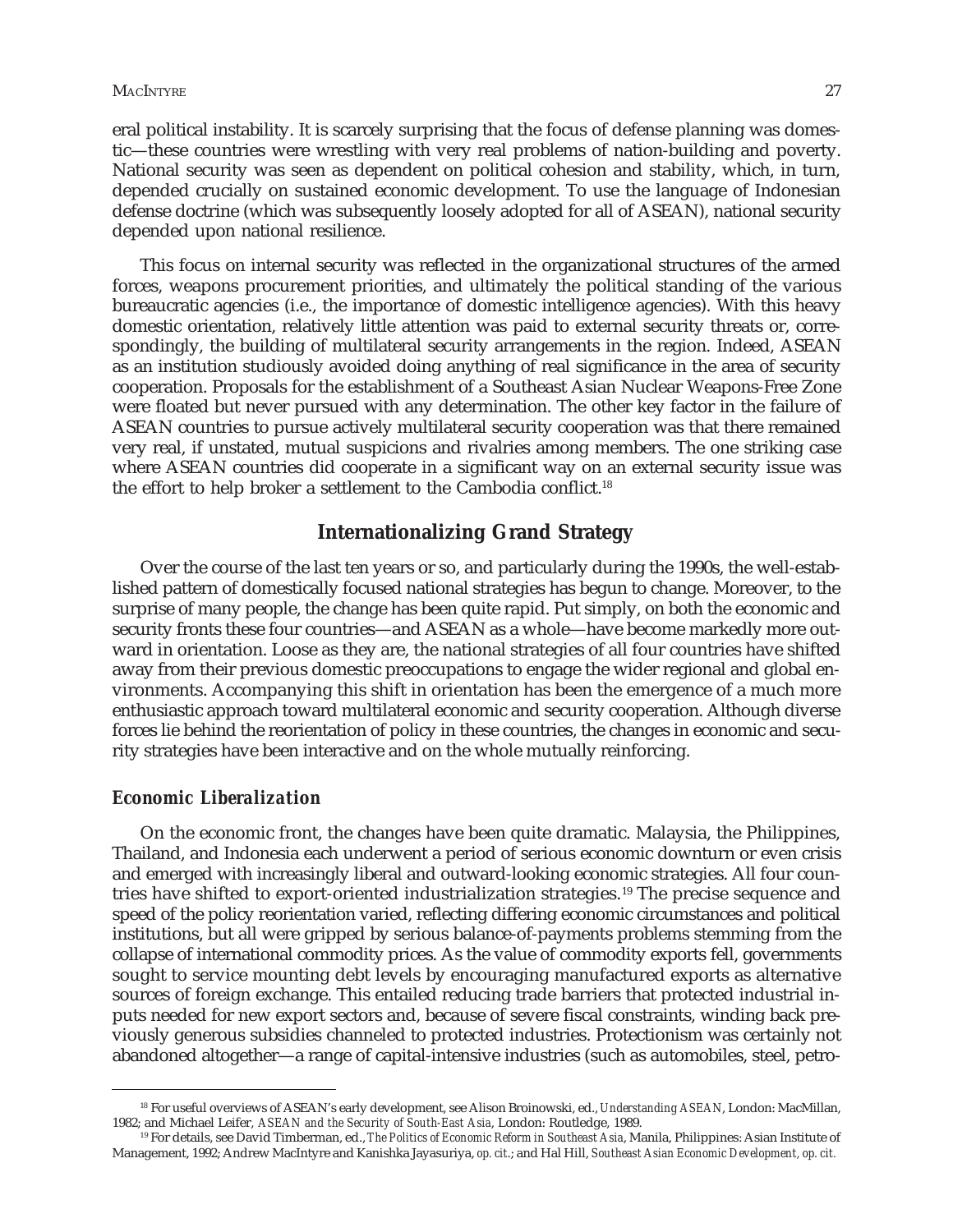eral political instability. It is scarcely surprising that the focus of defense planning was domestic—these countries were wrestling with very real problems of nation-building and poverty. National security was seen as dependent on political cohesion and stability, which, in turn, depended crucially on sustained economic development. To use the language of Indonesian defense doctrine (which was subsequently loosely adopted for all of ASEAN), national security depended upon national resilience.

This focus on internal security was reflected in the organizational structures of the armed forces, weapons procurement priorities, and ultimately the political standing of the various bureaucratic agencies (i.e., the importance of domestic intelligence agencies). With this heavy domestic orientation, relatively little attention was paid to external security threats or, correspondingly, the building of multilateral security arrangements in the region. Indeed, ASEAN as an institution studiously avoided doing anything of real significance in the area of security cooperation. Proposals for the establishment of a Southeast Asian Nuclear Weapons-Free Zone were floated but never pursued with any determination. The other key factor in the failure of ASEAN countries to pursue actively multilateral security cooperation was that there remained very real, if unstated, mutual suspicions and rivalries among members. The one striking case where ASEAN countries did cooperate in a significant way on an external security issue was the effort to help broker a settlement to the Cambodia conflict.[18]

## Internationalizing Grand Strategy

Over the course of the last ten years or so, and particularly during the 1990s, the well-established pattern of domestically focused national strategies has begun to change. Moreover, to the surprise of many people, the change has been quite rapid. Put simply, on both the economic and security fronts these four countries—and ASEAN as a whole—have become markedly more outward in orientation. Loose as they are, the national strategies of all four countries have shifted away from their previous domestic preoccupations to engage the wider regional and global environments. Accompanying this shift in orientation has been the emergence of a much more enthusiastic approach toward multilateral economic and security cooperation. Although diverse forces lie behind the reorientation of policy in these countries, the changes in economic and security strategies have been interactive and on the whole mutually reinforcing.

### *Economic Liberalization*

On the economic front, the changes have been quite dramatic. Malaysia, the Philippines, Thailand, and Indonesia each underwent a period of serious economic downturn or even crisis and emerged with increasingly liberal and outward-looking economic strategies. All four countries have shifted to export-oriented industrialization strategies.[19] The precise sequence and speed of the policy reorientation varied, reflecting differing economic circumstances and political institutions, but all were gripped by serious balance-of-payments problems stemming from the collapse of international commodity prices. As the value of commodity exports fell, governments sought to service mounting debt levels by encouraging manufactured exports as alternative sources of foreign exchange. This entailed reducing trade barriers that protected industrial inputs needed for new export sectors and, because of severe fiscal constraints, winding back previously generous subsidies channeled to protected industries. Protectionism was certainly not abandoned altogether—a range of capital-intensive industries (such as automobiles, steel, petro-

---

[18] For useful overviews of ASEAN's early development, see Alison Broinowski, ed., *Understanding ASEAN*, London: MacMillan, 1982; and Michael Leifer, *ASEAN and the Security of South-East Asia*, London: Routledge, 1989.

[19] For details, see David Timberman, ed., *The Politics of Economic Reform in Southeast Asia*, Manila, Philippines: Asian Institute of Management, 1992; Andrew MacIntyre and Kanishka Jayasuriya, *op. cit.*; and Hal Hill, *Southeast Asian Economic Development, op. cit.*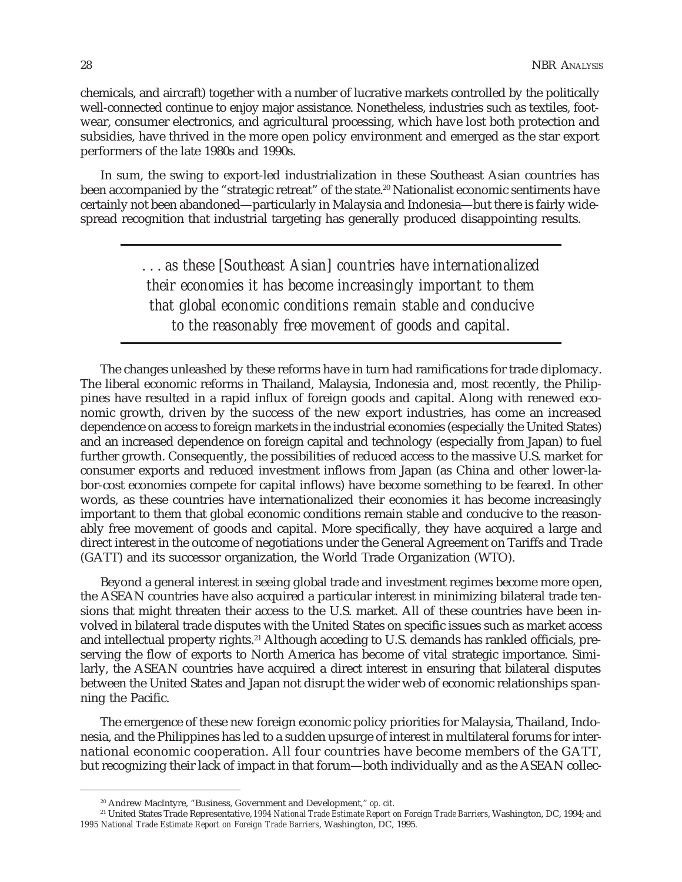chemicals, and aircraft) together with a number of lucrative markets controlled by the politically well-connected continue to enjoy major assistance. Nonetheless, industries such as textiles, footwear, consumer electronics, and agricultural processing, which have lost both protection and subsidies, have thrived in the more open policy environment and emerged as the star export performers of the late 1980s and 1990s.

In sum, the swing to export-led industrialization in these Southeast Asian countries has been accompanied by the "strategic retreat" of the state.[20] Nationalist economic sentiments have certainly not been abandoned—particularly in Malaysia and Indonesia—but there is fairly widespread recognition that industrial targeting has generally produced disappointing results.

> *. . . as these [Southeast Asian] countries have internationalized their economies it has become increasingly important to them that global economic conditions remain stable and conducive to the reasonably free movement of goods and capital.*

The changes unleashed by these reforms have in turn had ramifications for trade diplomacy. The liberal economic reforms in Thailand, Malaysia, Indonesia and, most recently, the Philippines have resulted in a rapid influx of foreign goods and capital. Along with renewed economic growth, driven by the success of the new export industries, has come an increased dependence on access to foreign markets in the industrial economies (especially the United States) and an increased dependence on foreign capital and technology (especially from Japan) to fuel further growth. Consequently, the possibilities of reduced access to the massive U.S. market for consumer exports and reduced investment inflows from Japan (as China and other lower-labor-cost economies compete for capital inflows) have become something to be feared. In other words, as these countries have internationalized their economies it has become increasingly important to them that global economic conditions remain stable and conducive to the reasonably free movement of goods and capital. More specifically, they have acquired a large and direct interest in the outcome of negotiations under the General Agreement on Tariffs and Trade (GATT) and its successor organization, the World Trade Organization (WTO).

Beyond a general interest in seeing global trade and investment regimes become more open, the ASEAN countries have also acquired a particular interest in minimizing bilateral trade tensions that might threaten their access to the U.S. market. All of these countries have been involved in bilateral trade disputes with the United States on specific issues such as market access and intellectual property rights.[21] Although acceding to U.S. demands has rankled officials, preserving the flow of exports to North America has become of vital strategic importance. Similarly, the ASEAN countries have acquired a direct interest in ensuring that bilateral disputes between the United States and Japan not disrupt the wider web of economic relationships spanning the Pacific.

The emergence of these new foreign economic policy priorities for Malaysia, Thailand, Indonesia, and the Philippines has led to a sudden upsurge of interest in multilateral forums for international economic cooperation. All four countries have become members of the GATT, but recognizing their lack of impact in that forum—both individually and as the ASEAN collec-

---

[20] Andrew MacIntyre, "Business, Government and Development," *op. cit.*

[21] United States Trade Representative, *1994 National Trade Estimate Report on Foreign Trade Barriers*, Washington, DC, 1994; and *1995 National Trade Estimate Report on Foreign Trade Barriers*, Washington, DC, 1995.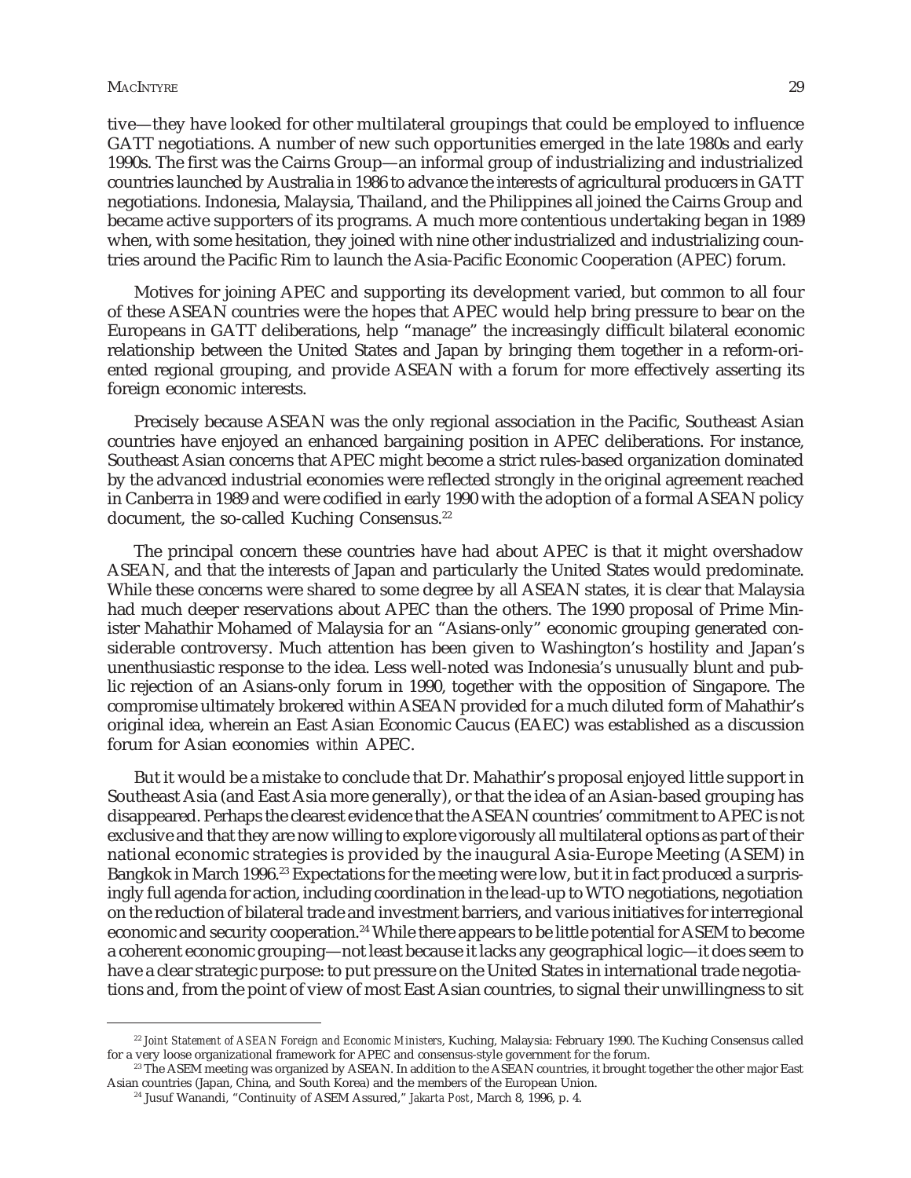tive—they have looked for other multilateral groupings that could be employed to influence GATT negotiations. A number of new such opportunities emerged in the late 1980s and early 1990s. The first was the Cairns Group—an informal group of industrializing and industrialized countries launched by Australia in 1986 to advance the interests of agricultural producers in GATT negotiations. Indonesia, Malaysia, Thailand, and the Philippines all joined the Cairns Group and became active supporters of its programs. A much more contentious undertaking began in 1989 when, with some hesitation, they joined with nine other industrialized and industrializing countries around the Pacific Rim to launch the Asia-Pacific Economic Cooperation (APEC) forum.

Motives for joining APEC and supporting its development varied, but common to all four of these ASEAN countries were the hopes that APEC would help bring pressure to bear on the Europeans in GATT deliberations, help "manage" the increasingly difficult bilateral economic relationship between the United States and Japan by bringing them together in a reform-oriented regional grouping, and provide ASEAN with a forum for more effectively asserting its foreign economic interests.

Precisely because ASEAN was the only regional association in the Pacific, Southeast Asian countries have enjoyed an enhanced bargaining position in APEC deliberations. For instance, Southeast Asian concerns that APEC might become a strict rules-based organization dominated by the advanced industrial economies were reflected strongly in the original agreement reached in Canberra in 1989 and were codified in early 1990 with the adoption of a formal ASEAN policy document, the so-called Kuching Consensus.[22]

The principal concern these countries have had about APEC is that it might overshadow ASEAN, and that the interests of Japan and particularly the United States would predominate. While these concerns were shared to some degree by all ASEAN states, it is clear that Malaysia had much deeper reservations about APEC than the others. The 1990 proposal of Prime Minister Mahathir Mohamed of Malaysia for an "Asians-only" economic grouping generated considerable controversy. Much attention has been given to Washington's hostility and Japan's unenthusiastic response to the idea. Less well-noted was Indonesia's unusually blunt and public rejection of an Asians-only forum in 1990, together with the opposition of Singapore. The compromise ultimately brokered within ASEAN provided for a much diluted form of Mahathir's original idea, wherein an East Asian Economic Caucus (EAEC) was established as a discussion forum for Asian economies *within* APEC.

But it would be a mistake to conclude that Dr. Mahathir's proposal enjoyed little support in Southeast Asia (and East Asia more generally), or that the idea of an Asian-based grouping has disappeared. Perhaps the clearest evidence that the ASEAN countries' commitment to APEC is not exclusive and that they are now willing to explore vigorously all multilateral options as part of their national economic strategies is provided by the inaugural Asia-Europe Meeting (ASEM) in Bangkok in March 1996.[23] Expectations for the meeting were low, but it in fact produced a surprisingly full agenda for action, including coordination in the lead-up to WTO negotiations, negotiation on the reduction of bilateral trade and investment barriers, and various initiatives for interregional economic and security cooperation.[24] While there appears to be little potential for ASEM to become a coherent economic grouping—not least because it lacks any geographical logic—it does seem to have a clear strategic purpose: to put pressure on the United States in international trade negotiations and, from the point of view of most East Asian countries, to signal their unwillingness to sit

---

[22] *Joint Statement of ASEAN Foreign and Economic Ministers*, Kuching, Malaysia: February 1990. The Kuching Consensus called for a very loose organizational framework for APEC and consensus-style government for the forum.

[23] The ASEM meeting was organized by ASEAN. In addition to the ASEAN countries, it brought together the other major East Asian countries (Japan, China, and South Korea) and the members of the European Union.

[24] Jusuf Wanandi, "Continuity of ASEM Assured," *Jakarta Post*, March 8, 1996, p. 4.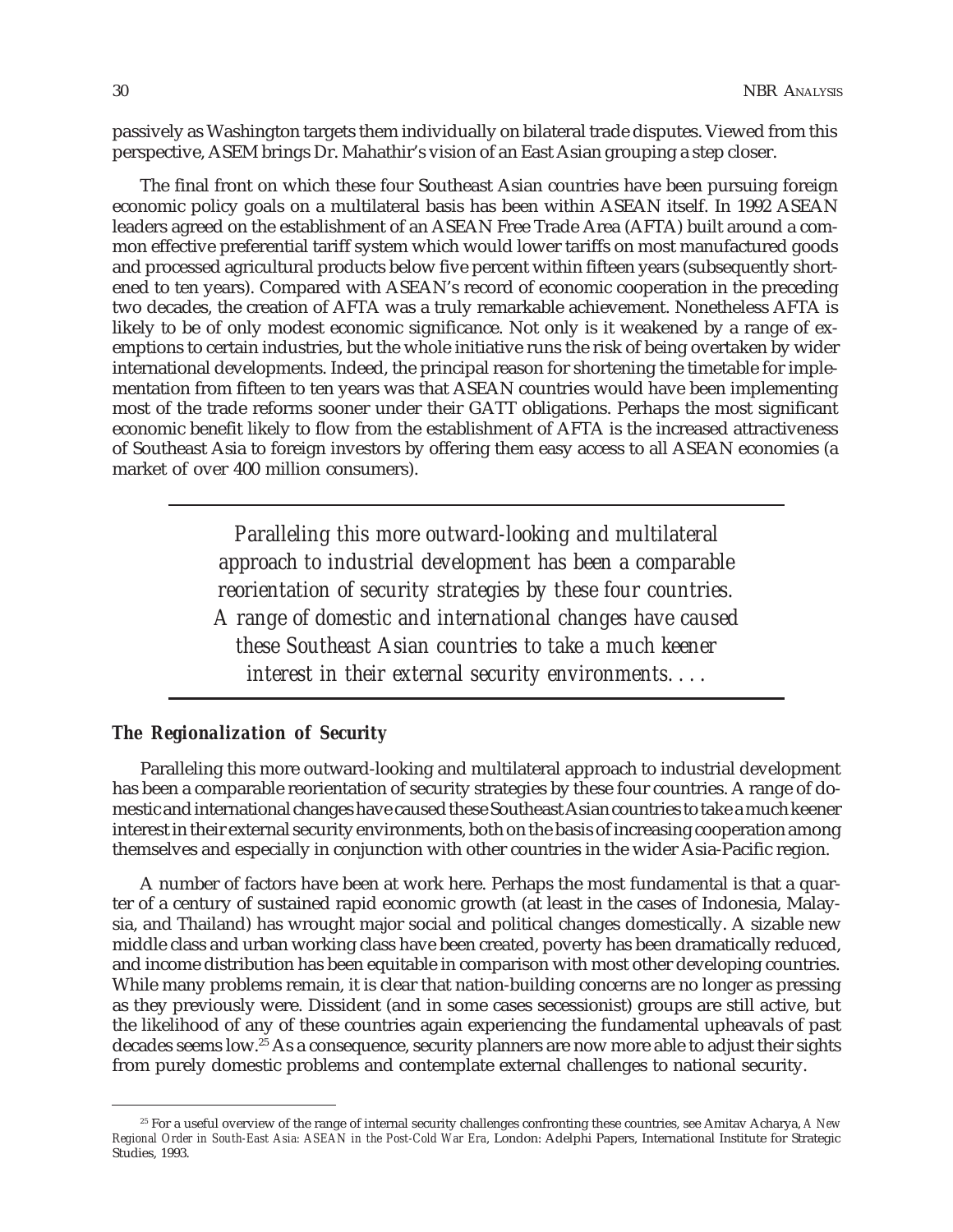passively as Washington targets them individually on bilateral trade disputes. Viewed from this perspective, ASEM brings Dr. Mahathir's vision of an East Asian grouping a step closer.

The final front on which these four Southeast Asian countries have been pursuing foreign economic policy goals on a multilateral basis has been within ASEAN itself. In 1992 ASEAN leaders agreed on the establishment of an ASEAN Free Trade Area (AFTA) built around a common effective preferential tariff system which would lower tariffs on most manufactured goods and processed agricultural products below five percent within fifteen years (subsequently shortened to ten years). Compared with ASEAN's record of economic cooperation in the preceding two decades, the creation of AFTA was a truly remarkable achievement. Nonetheless AFTA is likely to be of only modest economic significance. Not only is it weakened by a range of exemptions to certain industries, but the whole initiative runs the risk of being overtaken by wider international developments. Indeed, the principal reason for shortening the timetable for implementation from fifteen to ten years was that ASEAN countries would have been implementing most of the trade reforms sooner under their GATT obligations. Perhaps the most significant economic benefit likely to flow from the establishment of AFTA is the increased attractiveness of Southeast Asia to foreign investors by offering them easy access to all ASEAN economies (a market of over 400 million consumers).

> *Paralleling this more outward-looking and multilateral approach to industrial development has been a comparable reorientation of security strategies by these four countries. A range of domestic and international changes have caused these Southeast Asian countries to take a much keener interest in their external security environments. . . .*

### *The Regionalization of Security*

Paralleling this more outward-looking and multilateral approach to industrial development has been a comparable reorientation of security strategies by these four countries. A range of domestic and international changes have caused these Southeast Asian countries to take a much keener interest in their external security environments, both on the basis of increasing cooperation among themselves and especially in conjunction with other countries in the wider Asia-Pacific region.

A number of factors have been at work here. Perhaps the most fundamental is that a quarter of a century of sustained rapid economic growth (at least in the cases of Indonesia, Malaysia, and Thailand) has wrought major social and political changes domestically. A sizable new middle class and urban working class have been created, poverty has been dramatically reduced, and income distribution has been equitable in comparison with most other developing countries. While many problems remain, it is clear that nation-building concerns are no longer as pressing as they previously were. Dissident (and in some cases secessionist) groups are still active, but the likelihood of any of these countries again experiencing the fundamental upheavals of past decades seems low.[25] As a consequence, security planners are now more able to adjust their sights from purely domestic problems and contemplate external challenges to national security.

[25] For a useful overview of the range of internal security challenges confronting these countries, see Amitav Acharya, *A New Regional Order in South-East Asia: ASEAN in the Post-Cold War Era*, London: Adelphi Papers, International Institute for Strategic Studies, 1993.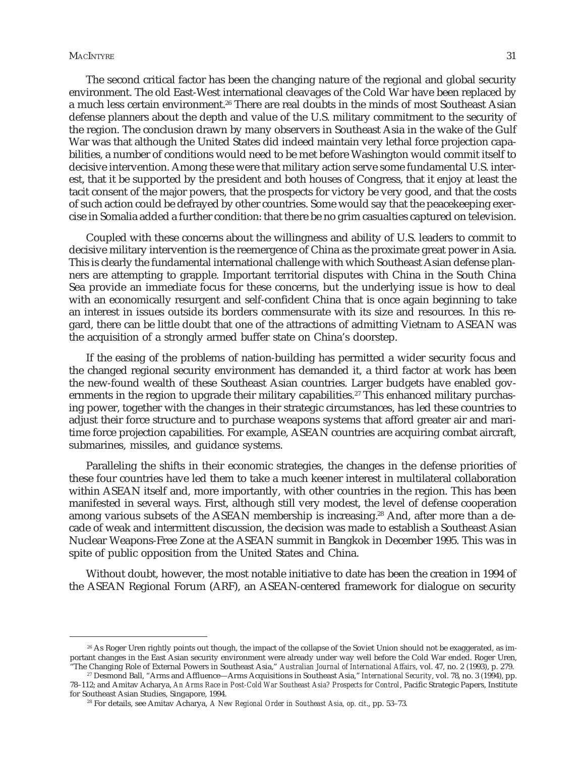The second critical factor has been the changing nature of the regional and global security environment. The old East-West international cleavages of the Cold War have been replaced by a much less certain environment.[26] There are real doubts in the minds of most Southeast Asian defense planners about the depth and value of the U.S. military commitment to the security of the region. The conclusion drawn by many observers in Southeast Asia in the wake of the Gulf War was that although the United States did indeed maintain very lethal force projection capabilities, a number of conditions would need to be met before Washington would commit itself to decisive intervention. Among these were that military action serve some fundamental U.S. interest, that it be supported by the president and both houses of Congress, that it enjoy at least the tacit consent of the major powers, that the prospects for victory be very good, and that the costs of such action could be defrayed by other countries. Some would say that the peacekeeping exercise in Somalia added a further condition: that there be no grim casualties captured on television.

Coupled with these concerns about the willingness and ability of U.S. leaders to commit to decisive military intervention is the reemergence of China as the proximate great power in Asia. This is clearly the fundamental international challenge with which Southeast Asian defense planners are attempting to grapple. Important territorial disputes with China in the South China Sea provide an immediate focus for these concerns, but the underlying issue is how to deal with an economically resurgent and self-confident China that is once again beginning to take an interest in issues outside its borders commensurate with its size and resources. In this regard, there can be little doubt that one of the attractions of admitting Vietnam to ASEAN was the acquisition of a strongly armed buffer state on China's doorstep.

If the easing of the problems of nation-building has permitted a wider security focus and the changed regional security environment has demanded it, a third factor at work has been the new-found wealth of these Southeast Asian countries. Larger budgets have enabled governments in the region to upgrade their military capabilities.[27] This enhanced military purchasing power, together with the changes in their strategic circumstances, has led these countries to adjust their force structure and to purchase weapons systems that afford greater air and maritime force projection capabilities. For example, ASEAN countries are acquiring combat aircraft, submarines, missiles, and guidance systems.

Paralleling the shifts in their economic strategies, the changes in the defense priorities of these four countries have led them to take a much keener interest in multilateral collaboration within ASEAN itself and, more importantly, with other countries in the region. This has been manifested in several ways. First, although still very modest, the level of defense cooperation among various subsets of the ASEAN membership is increasing.[28] And, after more than a decade of weak and intermittent discussion, the decision was made to establish a Southeast Asian Nuclear Weapons-Free Zone at the ASEAN summit in Bangkok in December 1995. This was in spite of public opposition from the United States and China.

Without doubt, however, the most notable initiative to date has been the creation in 1994 of the ASEAN Regional Forum (ARF), an ASEAN-centered framework for dialogue on security

---

[26] As Roger Uren rightly points out though, the impact of the collapse of the Soviet Union should not be exaggerated, as important changes in the East Asian security environment were already under way well before the Cold War ended. Roger Uren, "The Changing Role of External Powers in Southeast Asia," *Australian Journal of International Affairs*, vol. 47, no. 2 (1993), p. 279.

[27] Desmond Ball, "Arms and Affluence—Arms Acquisitions in Southeast Asia," *International Security*, vol. 78, no. 3 (1994), pp. 78–112; and Amitav Acharya, *An Arms Race in Post-Cold War Southeast Asia? Prospects for Control*, Pacific Strategic Papers, Institute for Southeast Asian Studies, Singapore, 1994.

[28] For details, see Amitav Acharya, *A New Regional Order in Southeast Asia, op. cit.*, pp. 53–73.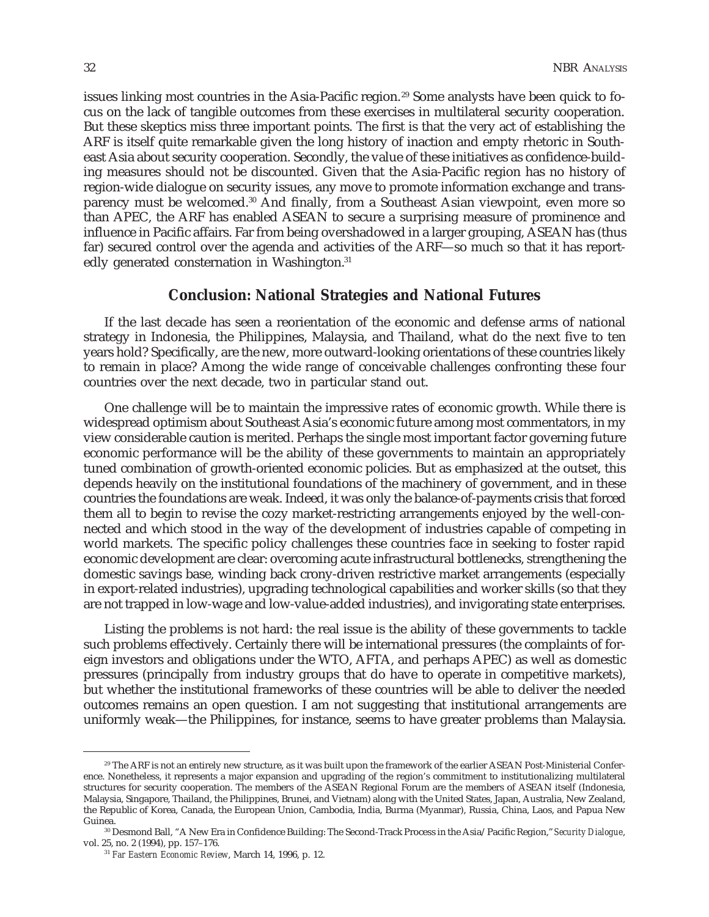issues linking most countries in the Asia-Pacific region.[29] Some analysts have been quick to focus on the lack of tangible outcomes from these exercises in multilateral security cooperation. But these skeptics miss three important points. The first is that the very act of establishing the ARF is itself quite remarkable given the long history of inaction and empty rhetoric in Southeast Asia about security cooperation. Secondly, the value of these initiatives as confidence-building measures should not be discounted. Given that the Asia-Pacific region has no history of region-wide dialogue on security issues, any move to promote information exchange and transparency must be welcomed.[30] And finally, from a Southeast Asian viewpoint, even more so than APEC, the ARF has enabled ASEAN to secure a surprising measure of prominence and influence in Pacific affairs. Far from being overshadowed in a larger grouping, ASEAN has (thus far) secured control over the agenda and activities of the ARF—so much so that it has reportedly generated consternation in Washington.[31]

## Conclusion: National Strategies and National Futures

If the last decade has seen a reorientation of the economic and defense arms of national strategy in Indonesia, the Philippines, Malaysia, and Thailand, what do the next five to ten years hold? Specifically, are the new, more outward-looking orientations of these countries likely to remain in place? Among the wide range of conceivable challenges confronting these four countries over the next decade, two in particular stand out.

One challenge will be to maintain the impressive rates of economic growth. While there is widespread optimism about Southeast Asia's economic future among most commentators, in my view considerable caution is merited. Perhaps the single most important factor governing future economic performance will be the ability of these governments to maintain an appropriately tuned combination of growth-oriented economic policies. But as emphasized at the outset, this depends heavily on the institutional foundations of the machinery of government, and in these countries the foundations are weak. Indeed, it was only the balance-of-payments crisis that forced them all to begin to revise the cozy market-restricting arrangements enjoyed by the well-connected and which stood in the way of the development of industries capable of competing in world markets. The specific policy challenges these countries face in seeking to foster rapid economic development are clear: overcoming acute infrastructural bottlenecks, strengthening the domestic savings base, winding back crony-driven restrictive market arrangements (especially in export-related industries), upgrading technological capabilities and worker skills (so that they are not trapped in low-wage and low-value-added industries), and invigorating state enterprises.

Listing the problems is not hard: the real issue is the ability of these governments to tackle such problems effectively. Certainly there will be international pressures (the complaints of foreign investors and obligations under the WTO, AFTA, and perhaps APEC) as well as domestic pressures (principally from industry groups that do have to operate in competitive markets), but whether the institutional frameworks of these countries will be able to deliver the needed outcomes remains an open question. I am not suggesting that institutional arrangements are uniformly weak—the Philippines, for instance, seems to have greater problems than Malaysia.

---

[29] The ARF is not an entirely new structure, as it was built upon the framework of the earlier ASEAN Post-Ministerial Conference. Nonetheless, it represents a major expansion and upgrading of the region's commitment to institutionalizing multilateral structures for security cooperation. The members of the ASEAN Regional Forum are the members of ASEAN itself (Indonesia, Malaysia, Singapore, Thailand, the Philippines, Brunei, and Vietnam) along with the United States, Japan, Australia, New Zealand, the Republic of Korea, Canada, the European Union, Cambodia, India, Burma (Myanmar), Russia, China, Laos, and Papua New Guinea.

[30] Desmond Ball, "A New Era in Confidence Building: The Second-Track Process in the Asia/Pacific Region," *Security Dialogue*, vol. 25, no. 2 (1994), pp. 157–176.

[31] *Far Eastern Economic Review*, March 14, 1996, p. 12.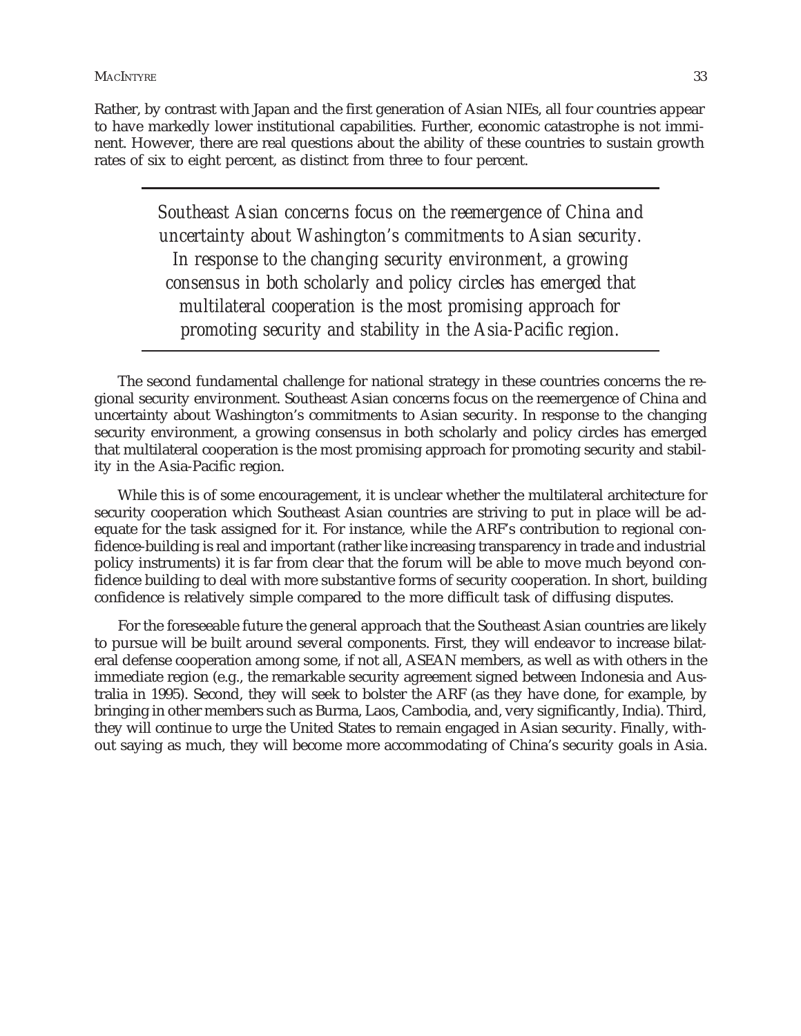Rather, by contrast with Japan and the first generation of Asian NIEs, all four countries appear to have markedly lower institutional capabilities. Further, economic catastrophe is not imminent. However, there are real questions about the ability of these countries to sustain growth rates of six to eight percent, as distinct from three to four percent.

> *Southeast Asian concerns focus on the reemergence of China and uncertainty about Washington's commitments to Asian security. In response to the changing security environment, a growing consensus in both scholarly and policy circles has emerged that multilateral cooperation is the most promising approach for promoting security and stability in the Asia-Pacific region.*

The second fundamental challenge for national strategy in these countries concerns the regional security environment. Southeast Asian concerns focus on the reemergence of China and uncertainty about Washington's commitments to Asian security. In response to the changing security environment, a growing consensus in both scholarly and policy circles has emerged that multilateral cooperation is the most promising approach for promoting security and stability in the Asia-Pacific region.

While this is of some encouragement, it is unclear whether the multilateral architecture for security cooperation which Southeast Asian countries are striving to put in place will be adequate for the task assigned for it. For instance, while the ARF's contribution to regional confidence-building is real and important (rather like increasing transparency in trade and industrial policy instruments) it is far from clear that the forum will be able to move much beyond confidence building to deal with more substantive forms of security cooperation. In short, building confidence is relatively simple compared to the more difficult task of diffusing disputes.

For the foreseeable future the general approach that the Southeast Asian countries are likely to pursue will be built around several components. First, they will endeavor to increase bilateral defense cooperation among some, if not all, ASEAN members, as well as with others in the immediate region (e.g., the remarkable security agreement signed between Indonesia and Australia in 1995). Second, they will seek to bolster the ARF (as they have done, for example, by bringing in other members such as Burma, Laos, Cambodia, and, very significantly, India). Third, they will continue to urge the United States to remain engaged in Asian security. Finally, without saying as much, they will become more accommodating of China's security goals in Asia.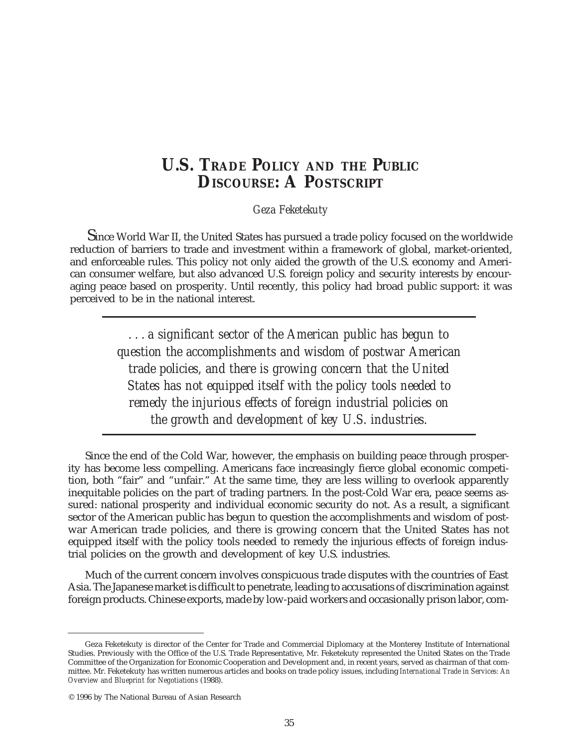# U.S. Trade Policy and the Public Discourse: A Postscript

*Geza Feketekuty*

Since World War II, the United States has pursued a trade policy focused on the worldwide reduction of barriers to trade and investment within a framework of global, market-oriented, and enforceable rules. This policy not only aided the growth of the U.S. economy and American consumer welfare, but also advanced U.S. foreign policy and security interests by encouraging peace based on prosperity. Until recently, this policy had broad public support: it was perceived to be in the national interest.

> *. . . a significant sector of the American public has begun to question the accomplishments and wisdom of postwar American trade policies, and there is growing concern that the United States has not equipped itself with the policy tools needed to remedy the injurious effects of foreign industrial policies on the growth and development of key U.S. industries.*

Since the end of the Cold War, however, the emphasis on building peace through prosperity has become less compelling. Americans face increasingly fierce global economic competition, both "fair" and "unfair." At the same time, they are less willing to overlook apparently inequitable policies on the part of trading partners. In the post-Cold War era, peace seems assured: national prosperity and individual economic security do not. As a result, a significant sector of the American public has begun to question the accomplishments and wisdom of postwar American trade policies, and there is growing concern that the United States has not equipped itself with the policy tools needed to remedy the injurious effects of foreign industrial policies on the growth and development of key U.S. industries.

Much of the current concern involves conspicuous trade disputes with the countries of East Asia. The Japanese market is difficult to penetrate, leading to accusations of discrimination against foreign products. Chinese exports, made by low-paid workers and occasionally prison labor, com-

---

Geza Feketekuty is director of the Center for Trade and Commercial Diplomacy at the Monterey Institute of International Studies. Previously with the Office of the U.S. Trade Representative, Mr. Feketekuty represented the United States on the Trade Committee of the Organization for Economic Cooperation and Development and, in recent years, served as chairman of that committee. Mr. Feketekuty has written numerous articles and books on trade policy issues, including *International Trade in Services: An Overview and Blueprint for Negotiations* (1988).

© 1996 by The National Bureau of Asian Research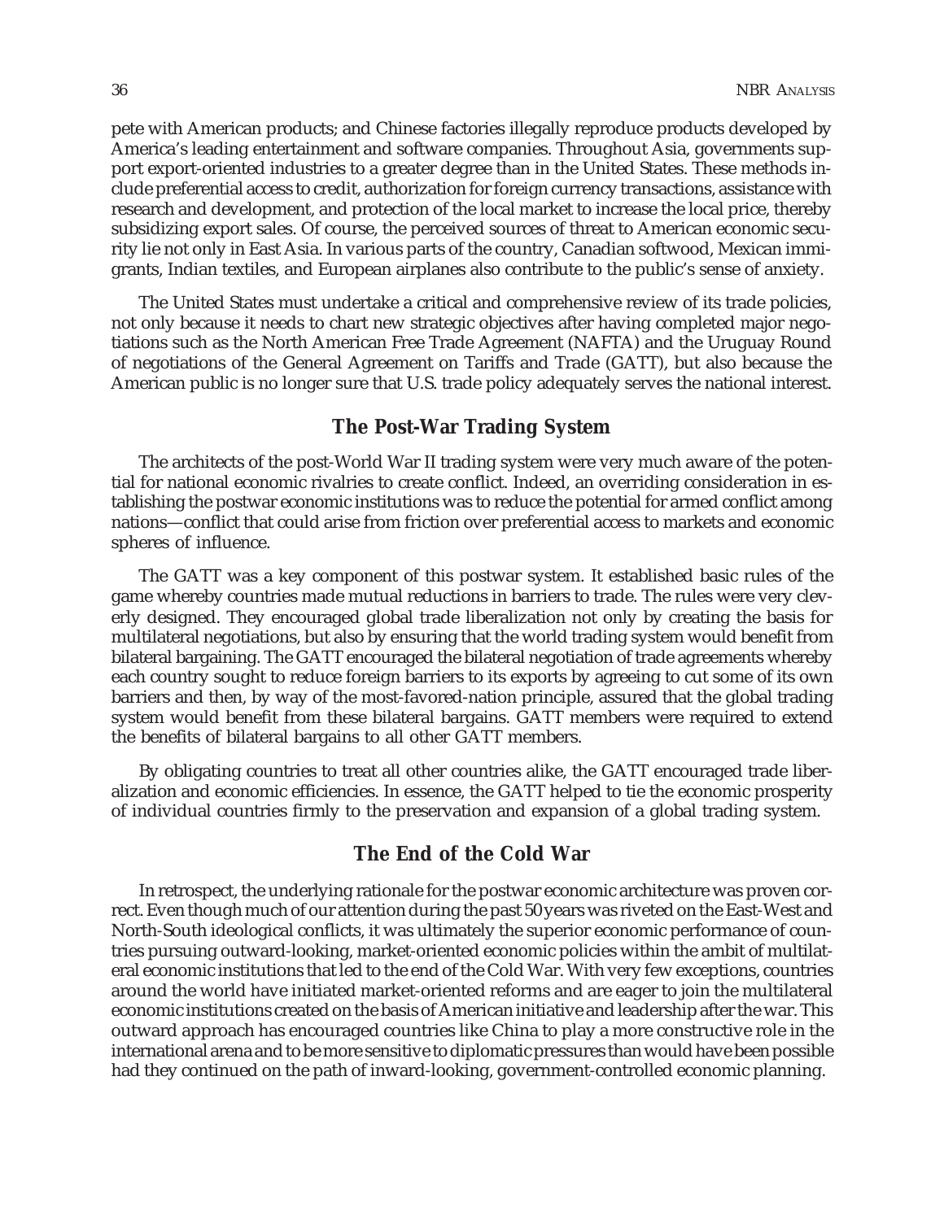pete with American products; and Chinese factories illegally reproduce products developed by America's leading entertainment and software companies. Throughout Asia, governments support export-oriented industries to a greater degree than in the United States. These methods include preferential access to credit, authorization for foreign currency transactions, assistance with research and development, and protection of the local market to increase the local price, thereby subsidizing export sales. Of course, the perceived sources of threat to American economic security lie not only in East Asia. In various parts of the country, Canadian softwood, Mexican immigrants, Indian textiles, and European airplanes also contribute to the public's sense of anxiety.

The United States must undertake a critical and comprehensive review of its trade policies, not only because it needs to chart new strategic objectives after having completed major negotiations such as the North American Free Trade Agreement (NAFTA) and the Uruguay Round of negotiations of the General Agreement on Tariffs and Trade (GATT), but also because the American public is no longer sure that U.S. trade policy adequately serves the national interest.

## The Post-War Trading System

The architects of the post-World War II trading system were very much aware of the potential for national economic rivalries to create conflict. Indeed, an overriding consideration in establishing the postwar economic institutions was to reduce the potential for armed conflict among nations—conflict that could arise from friction over preferential access to markets and economic spheres of influence.

The GATT was a key component of this postwar system. It established basic rules of the game whereby countries made mutual reductions in barriers to trade. The rules were very cleverly designed. They encouraged global trade liberalization not only by creating the basis for multilateral negotiations, but also by ensuring that the world trading system would benefit from bilateral bargaining. The GATT encouraged the bilateral negotiation of trade agreements whereby each country sought to reduce foreign barriers to its exports by agreeing to cut some of its own barriers and then, by way of the most-favored-nation principle, assured that the global trading system would benefit from these bilateral bargains. GATT members were required to extend the benefits of bilateral bargains to all other GATT members.

By obligating countries to treat all other countries alike, the GATT encouraged trade liberalization and economic efficiencies. In essence, the GATT helped to tie the economic prosperity of individual countries firmly to the preservation and expansion of a global trading system.

## The End of the Cold War

In retrospect, the underlying rationale for the postwar economic architecture was proven correct. Even though much of our attention during the past 50 years was riveted on the East-West and North-South ideological conflicts, it was ultimately the superior economic performance of countries pursuing outward-looking, market-oriented economic policies within the ambit of multilateral economic institutions that led to the end of the Cold War. With very few exceptions, countries around the world have initiated market-oriented reforms and are eager to join the multilateral economic institutions created on the basis of American initiative and leadership after the war. This outward approach has encouraged countries like China to play a more constructive role in the international arena and to be more sensitive to diplomatic pressures than would have been possible had they continued on the path of inward-looking, government-controlled economic planning.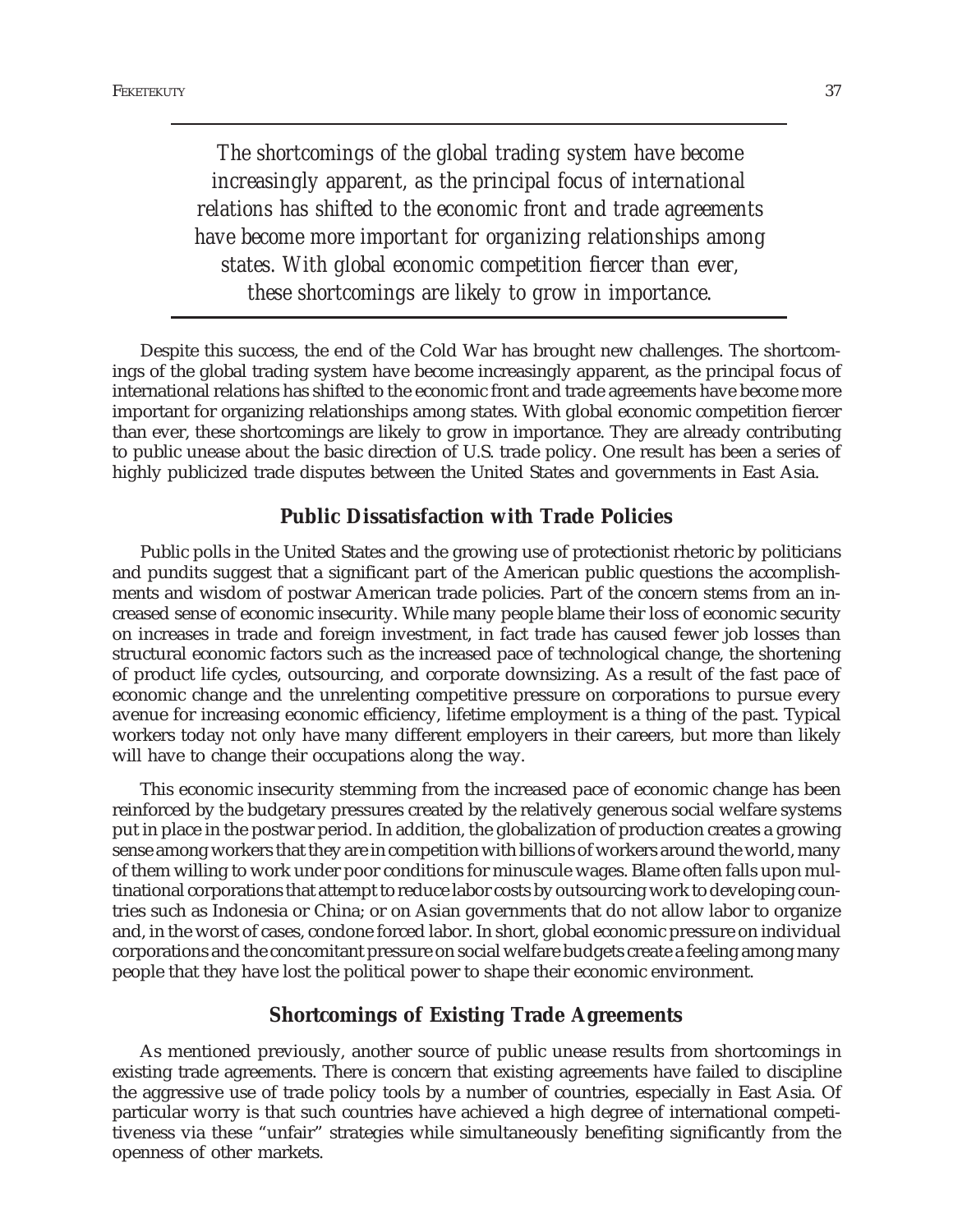*The shortcomings of the global trading system have become increasingly apparent, as the principal focus of international relations has shifted to the economic front and trade agreements have become more important for organizing relationships among states. With global economic competition fiercer than ever, these shortcomings are likely to grow in importance.*

Despite this success, the end of the Cold War has brought new challenges. The shortcomings of the global trading system have become increasingly apparent, as the principal focus of international relations has shifted to the economic front and trade agreements have become more important for organizing relationships among states. With global economic competition fiercer than ever, these shortcomings are likely to grow in importance. They are already contributing to public unease about the basic direction of U.S. trade policy. One result has been a series of highly publicized trade disputes between the United States and governments in East Asia.

## Public Dissatisfaction with Trade Policies

Public polls in the United States and the growing use of protectionist rhetoric by politicians and pundits suggest that a significant part of the American public questions the accomplishments and wisdom of postwar American trade policies. Part of the concern stems from an increased sense of economic insecurity. While many people blame their loss of economic security on increases in trade and foreign investment, in fact trade has caused fewer job losses than structural economic factors such as the increased pace of technological change, the shortening of product life cycles, outsourcing, and corporate downsizing. As a result of the fast pace of economic change and the unrelenting competitive pressure on corporations to pursue every avenue for increasing economic efficiency, lifetime employment is a thing of the past. Typical workers today not only have many different employers in their careers, but more than likely will have to change their occupations along the way.

This economic insecurity stemming from the increased pace of economic change has been reinforced by the budgetary pressures created by the relatively generous social welfare systems put in place in the postwar period. In addition, the globalization of production creates a growing sense among workers that they are in competition with billions of workers around the world, many of them willing to work under poor conditions for minuscule wages. Blame often falls upon multinational corporations that attempt to reduce labor costs by outsourcing work to developing countries such as Indonesia or China; or on Asian governments that do not allow labor to organize and, in the worst of cases, condone forced labor. In short, global economic pressure on individual corporations and the concomitant pressure on social welfare budgets create a feeling among many people that they have lost the political power to shape their economic environment.

## Shortcomings of Existing Trade Agreements

As mentioned previously, another source of public unease results from shortcomings in existing trade agreements. There is concern that existing agreements have failed to discipline the aggressive use of trade policy tools by a number of countries, especially in East Asia. Of particular worry is that such countries have achieved a high degree of international competitiveness via these "unfair" strategies while simultaneously benefiting significantly from the openness of other markets.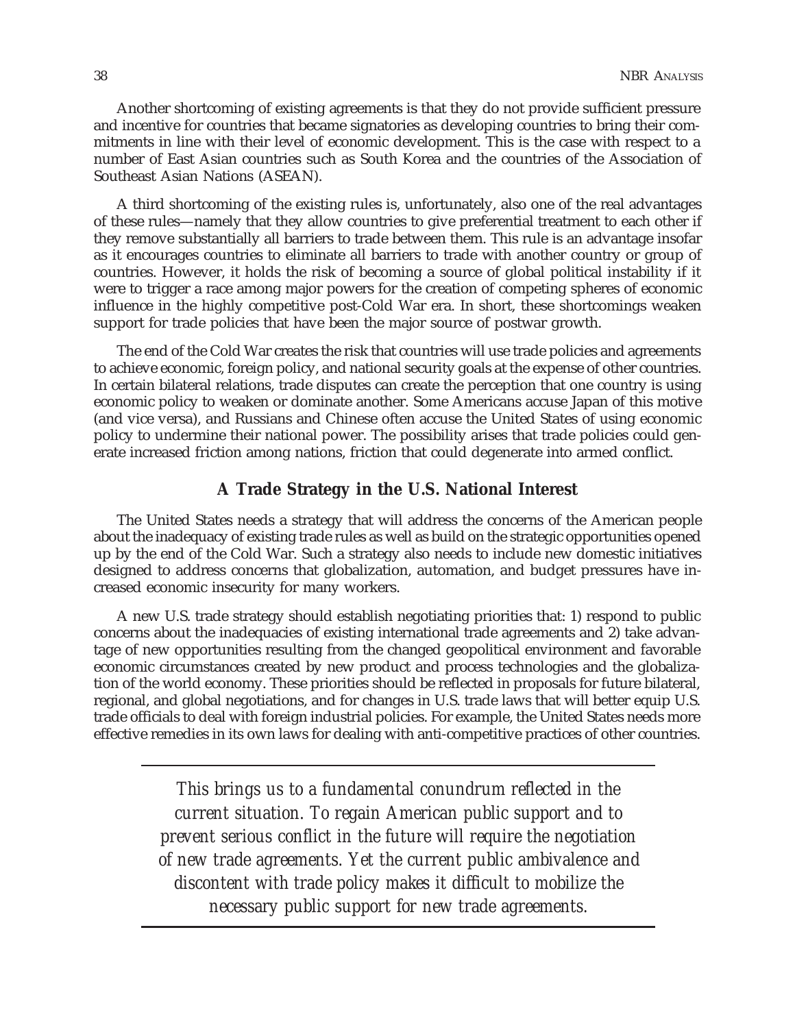Another shortcoming of existing agreements is that they do not provide sufficient pressure and incentive for countries that became signatories as developing countries to bring their commitments in line with their level of economic development. This is the case with respect to a number of East Asian countries such as South Korea and the countries of the Association of Southeast Asian Nations (ASEAN).

A third shortcoming of the existing rules is, unfortunately, also one of the real advantages of these rules—namely that they allow countries to give preferential treatment to each other if they remove substantially all barriers to trade between them. This rule is an advantage insofar as it encourages countries to eliminate all barriers to trade with another country or group of countries. However, it holds the risk of becoming a source of global political instability if it were to trigger a race among major powers for the creation of competing spheres of economic influence in the highly competitive post-Cold War era. In short, these shortcomings weaken support for trade policies that have been the major source of postwar growth.

The end of the Cold War creates the risk that countries will use trade policies and agreements to achieve economic, foreign policy, and national security goals at the expense of other countries. In certain bilateral relations, trade disputes can create the perception that one country is using economic policy to weaken or dominate another. Some Americans accuse Japan of this motive (and vice versa), and Russians and Chinese often accuse the United States of using economic policy to undermine their national power. The possibility arises that trade policies could generate increased friction among nations, friction that could degenerate into armed conflict.

## A Trade Strategy in the U.S. National Interest

The United States needs a strategy that will address the concerns of the American people about the inadequacy of existing trade rules as well as build on the strategic opportunities opened up by the end of the Cold War. Such a strategy also needs to include new domestic initiatives designed to address concerns that globalization, automation, and budget pressures have increased economic insecurity for many workers.

A new U.S. trade strategy should establish negotiating priorities that: 1) respond to public concerns about the inadequacies of existing international trade agreements and 2) take advantage of new opportunities resulting from the changed geopolitical environment and favorable economic circumstances created by new product and process technologies and the globalization of the world economy. These priorities should be reflected in proposals for future bilateral, regional, and global negotiations, and for changes in U.S. trade laws that will better equip U.S. trade officials to deal with foreign industrial policies. For example, the United States needs more effective remedies in its own laws for dealing with anti-competitive practices of other countries.

*This brings us to a fundamental conundrum reflected in the current situation. To regain American public support and to prevent serious conflict in the future will require the negotiation of new trade agreements. Yet the current public ambivalence and discontent with trade policy makes it difficult to mobilize the necessary public support for new trade agreements.*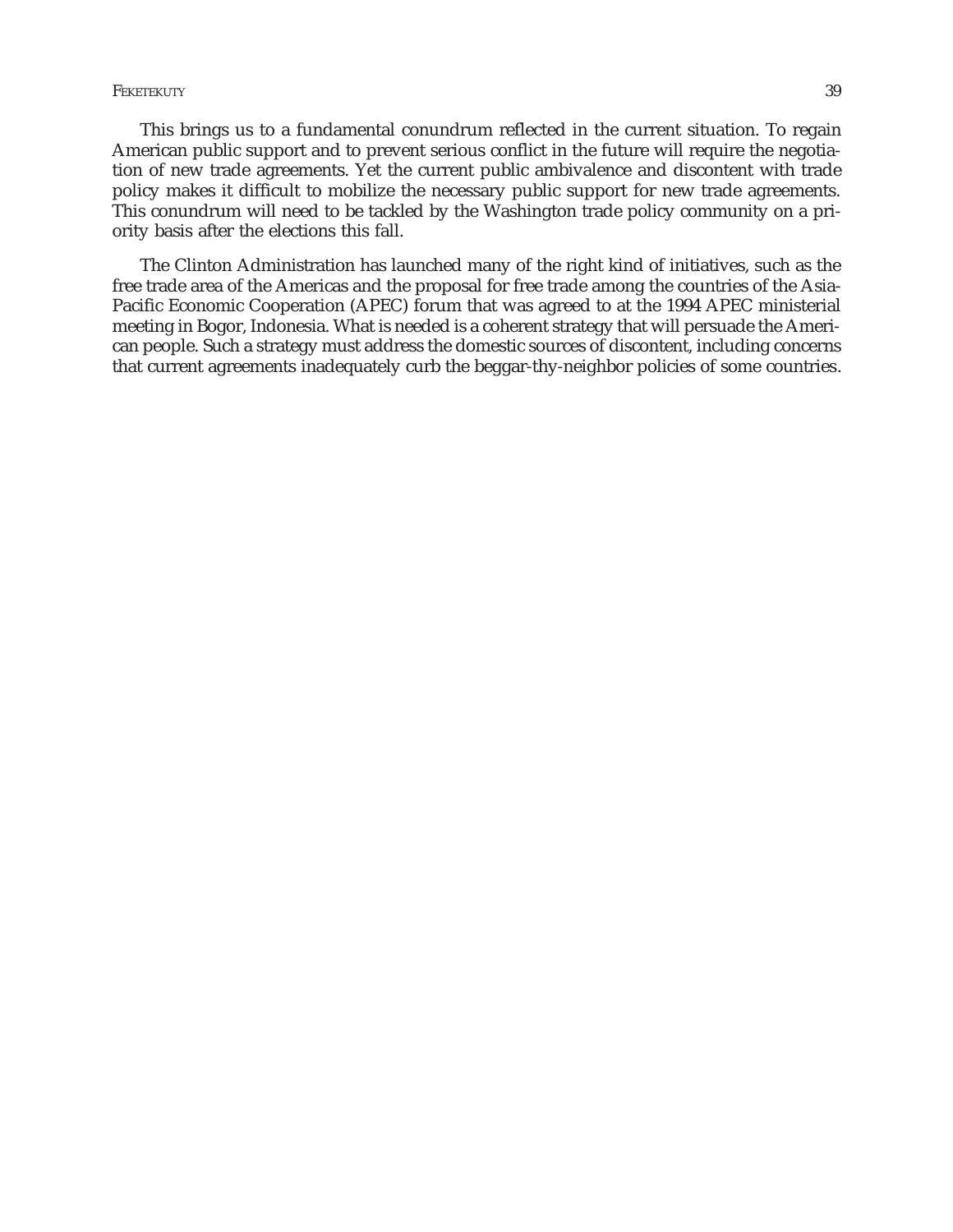This brings us to a fundamental conundrum reflected in the current situation. To regain American public support and to prevent serious conflict in the future will require the negotiation of new trade agreements. Yet the current public ambivalence and discontent with trade policy makes it difficult to mobilize the necessary public support for new trade agreements. This conundrum will need to be tackled by the Washington trade policy community on a priority basis after the elections this fall.

The Clinton Administration has launched many of the right kind of initiatives, such as the free trade area of the Americas and the proposal for free trade among the countries of the Asia-Pacific Economic Cooperation (APEC) forum that was agreed to at the 1994 APEC ministerial meeting in Bogor, Indonesia. What is needed is a coherent strategy that will persuade the American people. Such a strategy must address the domestic sources of discontent, including concerns that current agreements inadequately curb the beggar-thy-neighbor policies of some countries.